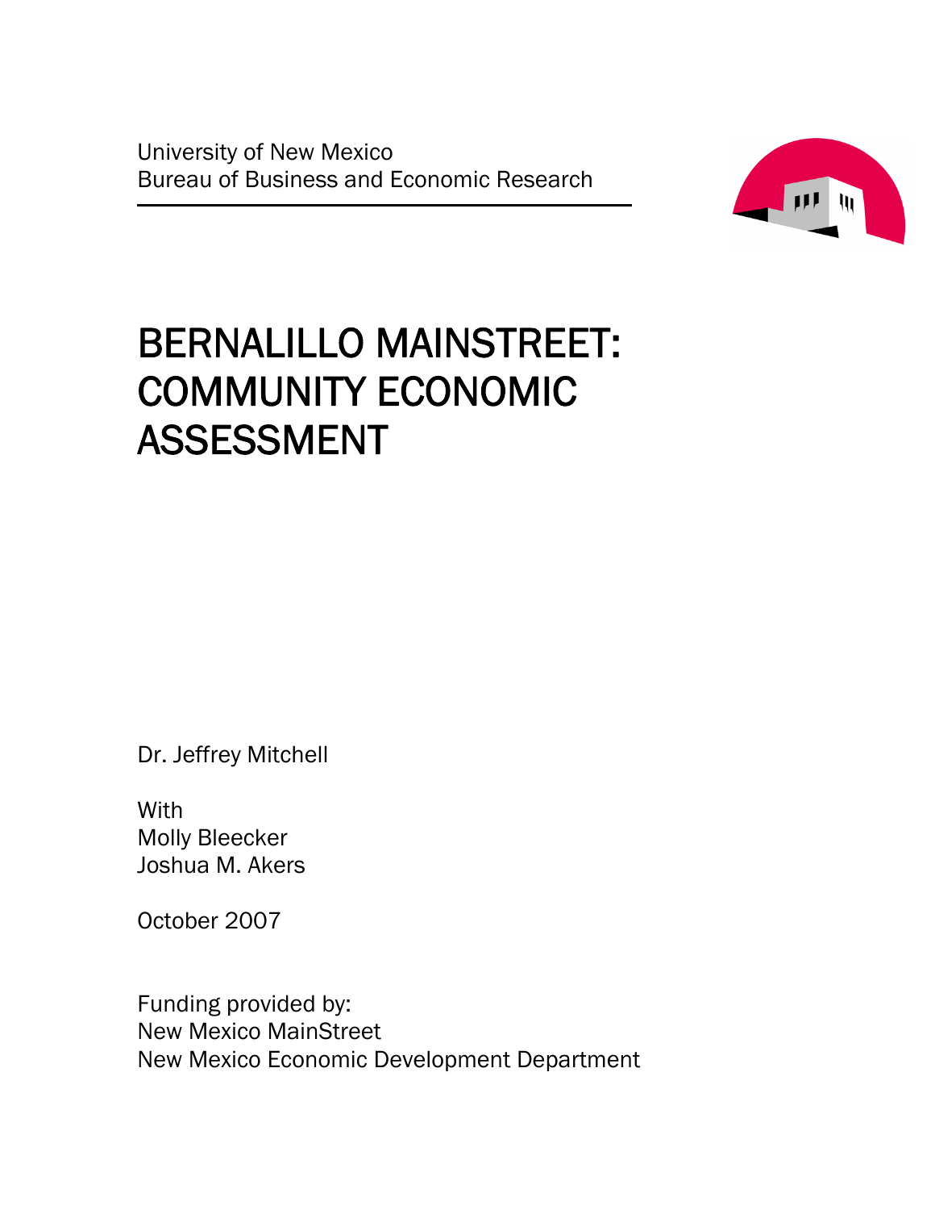University of New Mexico
Bureau of Business and Economic Research

# BERNALILLO MAINSTREET: COMMUNITY ECONOMIC ASSESSMENT

Dr. Jeffrey Mitchell

With
Molly Bleecker
Joshua M. Akers

October 2007

Funding provided by:
New Mexico MainStreet
New Mexico Economic Development Department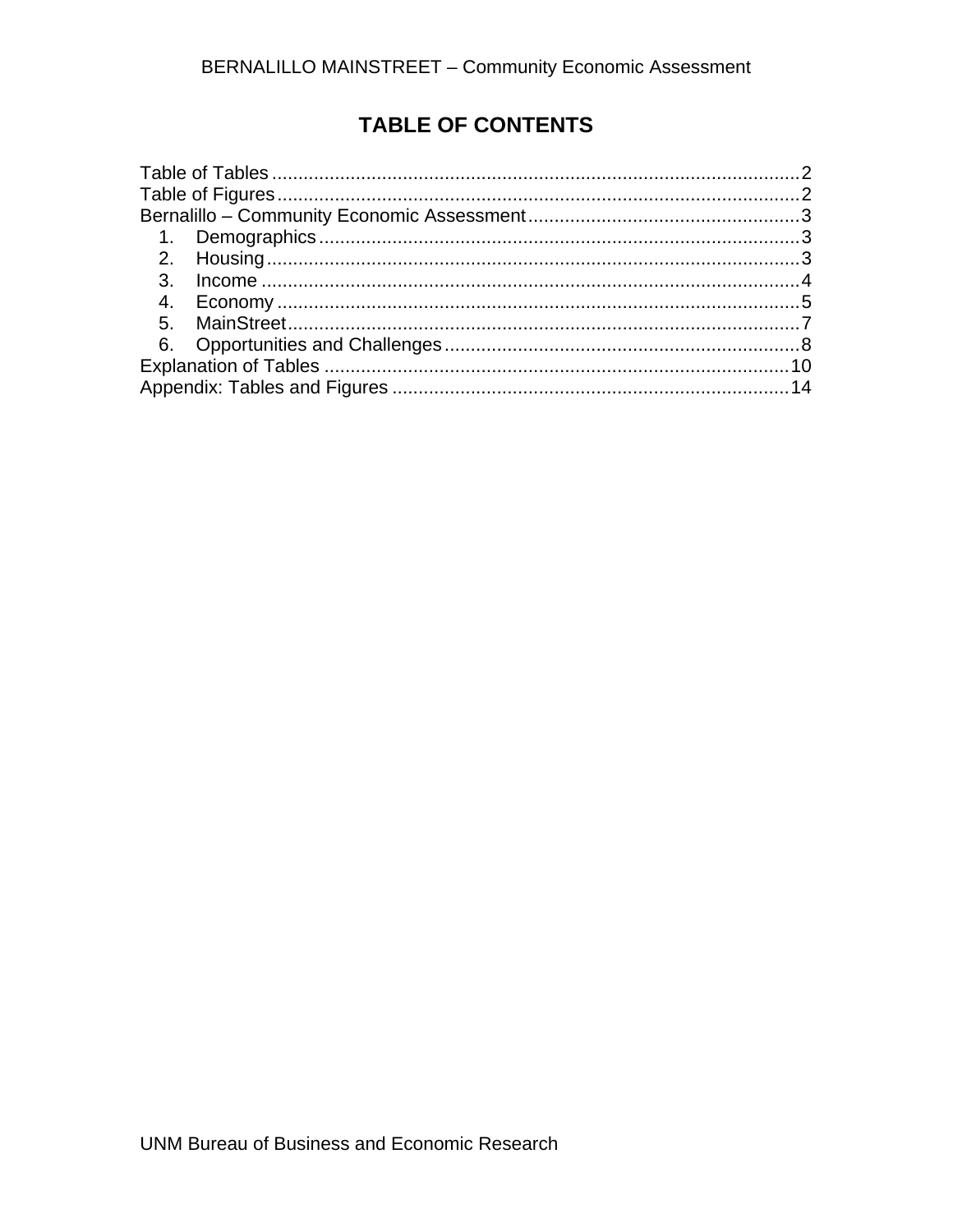# TABLE OF CONTENTS

Table of Tables ....................................................................................................2
Table of Figures ...................................................................................................2
Bernalillo – Community Economic Assessment ...................................................3
1. Demographics ...........................................................................................3
2. Housing .....................................................................................................3
3. Income ......................................................................................................4
4. Economy ...................................................................................................5
5. MainStreet .................................................................................................7
6. Opportunities and Challenges ..................................................................8
Explanation of Tables .........................................................................................10
Appendix: Tables and Figures ............................................................................14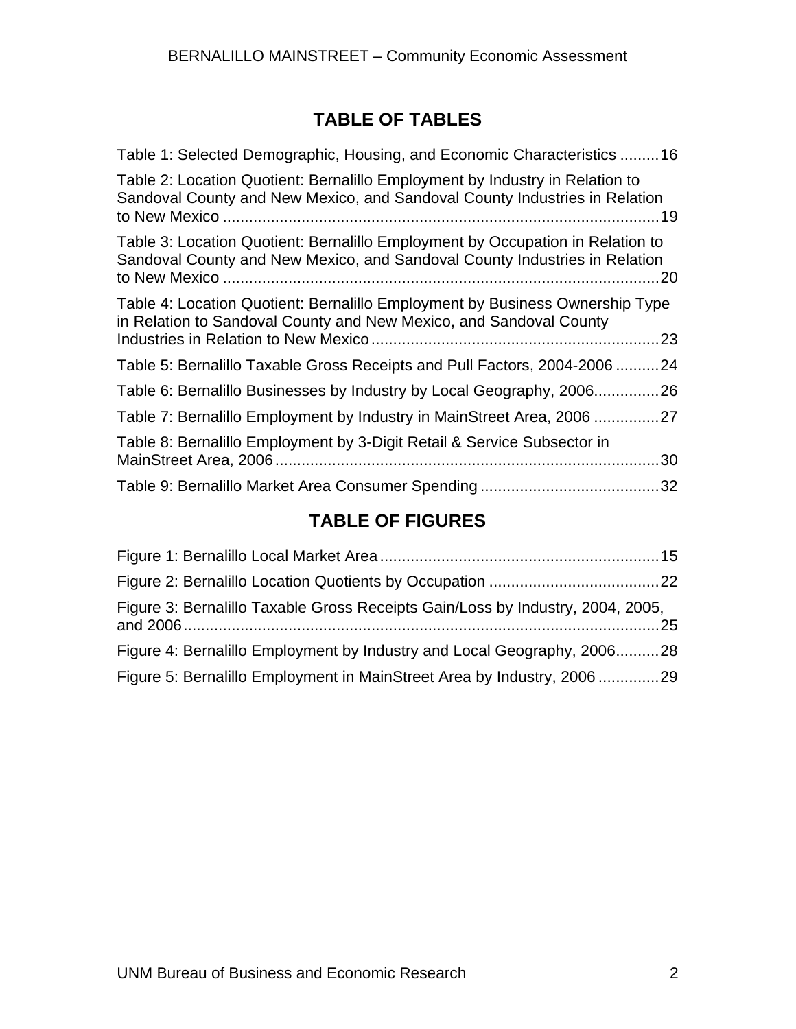## TABLE OF TABLES

Table 1: Selected Demographic, Housing, and Economic Characteristics .........16

Table 2: Location Quotient: Bernalillo Employment by Industry in Relation to Sandoval County and New Mexico, and Sandoval County Industries in Relation to New Mexico ....................................................................................................19

Table 3: Location Quotient: Bernalillo Employment by Occupation in Relation to Sandoval County and New Mexico, and Sandoval County Industries in Relation to New Mexico ....................................................................................................20

Table 4: Location Quotient: Bernalillo Employment by Business Ownership Type in Relation to Sandoval County and New Mexico, and Sandoval County Industries in Relation to New Mexico..................................................................23

Table 5: Bernalillo Taxable Gross Receipts and Pull Factors, 2004-2006 ..........24

Table 6: Bernalillo Businesses by Industry by Local Geography, 2006...............26

Table 7: Bernalillo Employment by Industry in MainStreet Area, 2006 ...............27

Table 8: Bernalillo Employment by 3-Digit Retail & Service Subsector in MainStreet Area, 2006........................................................................................30

Table 9: Bernalillo Market Area Consumer Spending .........................................32

## TABLE OF FIGURES

Figure 1: Bernalillo Local Market Area................................................................15

Figure 2: Bernalillo Location Quotients by Occupation .......................................22

Figure 3: Bernalillo Taxable Gross Receipts Gain/Loss by Industry, 2004, 2005, and 2006.............................................................................................................25

Figure 4: Bernalillo Employment by Industry and Local Geography, 2006..........28

Figure 5: Bernalillo Employment in MainStreet Area by Industry, 2006 ..............29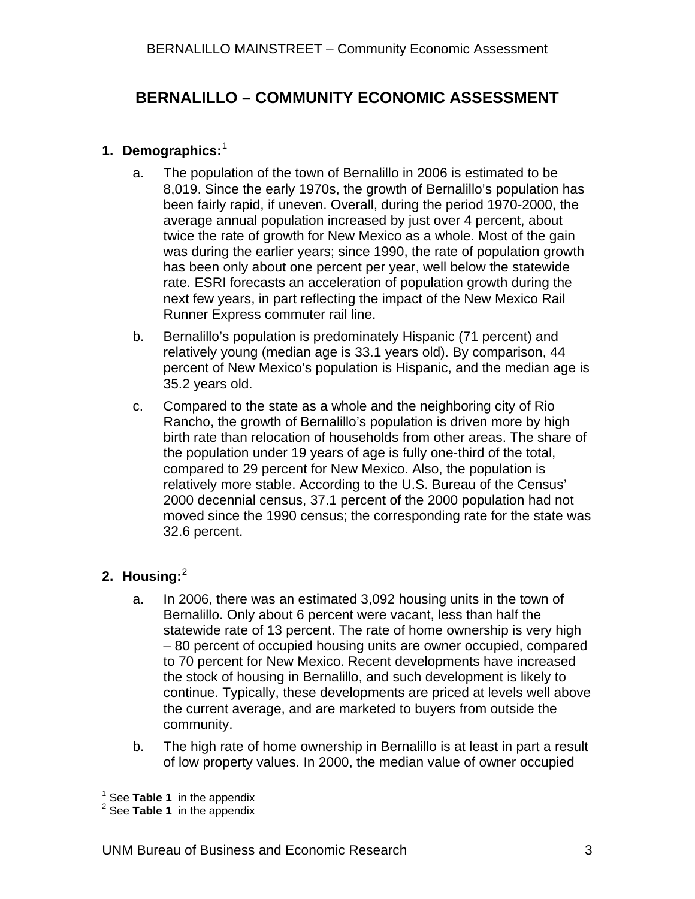# BERNALILLO – COMMUNITY ECONOMIC ASSESSMENT

## 1. Demographics:[1]

a. The population of the town of Bernalillo in 2006 is estimated to be 8,019. Since the early 1970s, the growth of Bernalillo's population has been fairly rapid, if uneven. Overall, during the period 1970-2000, the average annual population increased by just over 4 percent, about twice the rate of growth for New Mexico as a whole. Most of the gain was during the earlier years; since 1990, the rate of population growth has been only about one percent per year, well below the statewide rate. ESRI forecasts an acceleration of population growth during the next few years, in part reflecting the impact of the New Mexico Rail Runner Express commuter rail line.

b. Bernalillo's population is predominately Hispanic (71 percent) and relatively young (median age is 33.1 years old). By comparison, 44 percent of New Mexico's population is Hispanic, and the median age is 35.2 years old.

c. Compared to the state as a whole and the neighboring city of Rio Rancho, the growth of Bernalillo's population is driven more by high birth rate than relocation of households from other areas. The share of the population under 19 years of age is fully one-third of the total, compared to 29 percent for New Mexico. Also, the population is relatively more stable. According to the U.S. Bureau of the Census' 2000 decennial census, 37.1 percent of the 2000 population had not moved since the 1990 census; the corresponding rate for the state was 32.6 percent.

## 2. Housing:[2]

a. In 2006, there was an estimated 3,092 housing units in the town of Bernalillo. Only about 6 percent were vacant, less than half the statewide rate of 13 percent. The rate of home ownership is very high – 80 percent of occupied housing units are owner occupied, compared to 70 percent for New Mexico. Recent developments have increased the stock of housing in Bernalillo, and such development is likely to continue. Typically, these developments are priced at levels well above the current average, and are marketed to buyers from outside the community.

b. The high rate of home ownership in Bernalillo is at least in part a result of low property values. In 2000, the median value of owner occupied

---

[1] See **Table 1** in the appendix

[2] See **Table 1** in the appendix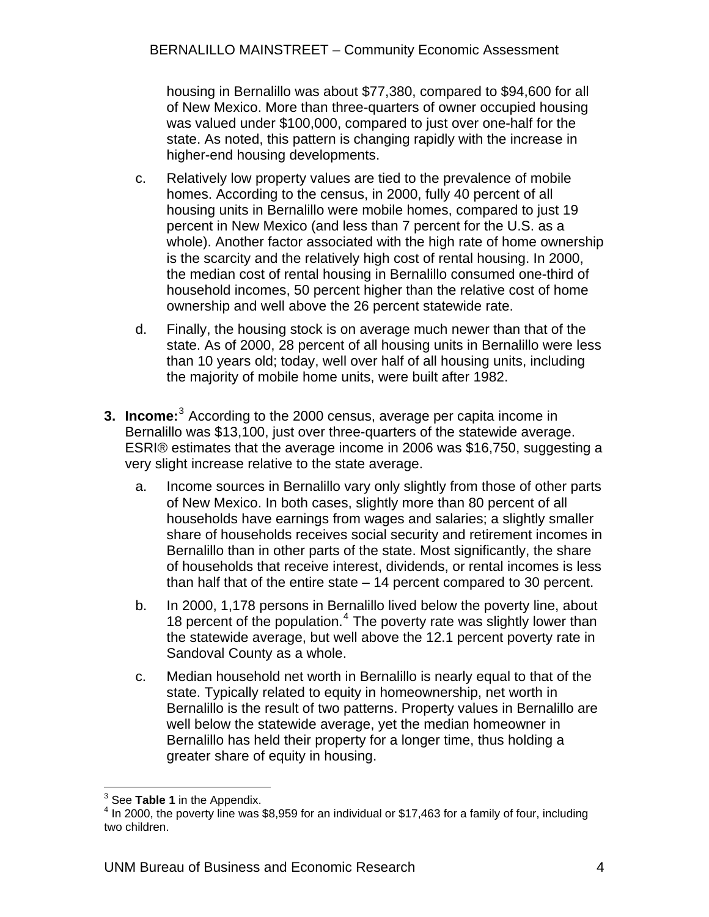housing in Bernalillo was about $77,380, compared to $94,600 for all of New Mexico. More than three-quarters of owner occupied housing was valued under $100,000, compared to just over one-half for the state. As noted, this pattern is changing rapidly with the increase in higher-end housing developments.

c. Relatively low property values are tied to the prevalence of mobile homes. According to the census, in 2000, fully 40 percent of all housing units in Bernalillo were mobile homes, compared to just 19 percent in New Mexico (and less than 7 percent for the U.S. as a whole). Another factor associated with the high rate of home ownership is the scarcity and the relatively high cost of rental housing. In 2000, the median cost of rental housing in Bernalillo consumed one-third of household incomes, 50 percent higher than the relative cost of home ownership and well above the 26 percent statewide rate.

d. Finally, the housing stock is on average much newer than that of the state. As of 2000, 28 percent of all housing units in Bernalillo were less than 10 years old; today, well over half of all housing units, including the majority of mobile home units, were built after 1982.

3. **Income:**[3] According to the 2000 census, average per capita income in Bernalillo was $13,100, just over three-quarters of the statewide average. ESRI® estimates that the average income in 2006 was $16,750, suggesting a very slight increase relative to the state average.

   a. Income sources in Bernalillo vary only slightly from those of other parts of New Mexico. In both cases, slightly more than 80 percent of all households have earnings from wages and salaries; a slightly smaller share of households receives social security and retirement incomes in Bernalillo than in other parts of the state. Most significantly, the share of households that receive interest, dividends, or rental incomes is less than half that of the entire state – 14 percent compared to 30 percent.

   b. In 2000, 1,178 persons in Bernalillo lived below the poverty line, about 18 percent of the population.[4] The poverty rate was slightly lower than the statewide average, but well above the 12.1 percent poverty rate in Sandoval County as a whole.

   c. Median household net worth in Bernalillo is nearly equal to that of the state. Typically related to equity in homeownership, net worth in Bernalillo is the result of two patterns. Property values in Bernalillo are well below the statewide average, yet the median homeowner in Bernalillo has held their property for a longer time, thus holding a greater share of equity in housing.

---

[3] See **Table 1** in the Appendix.

[4] In 2000, the poverty line was $8,959 for an individual or $17,463 for a family of four, including two children.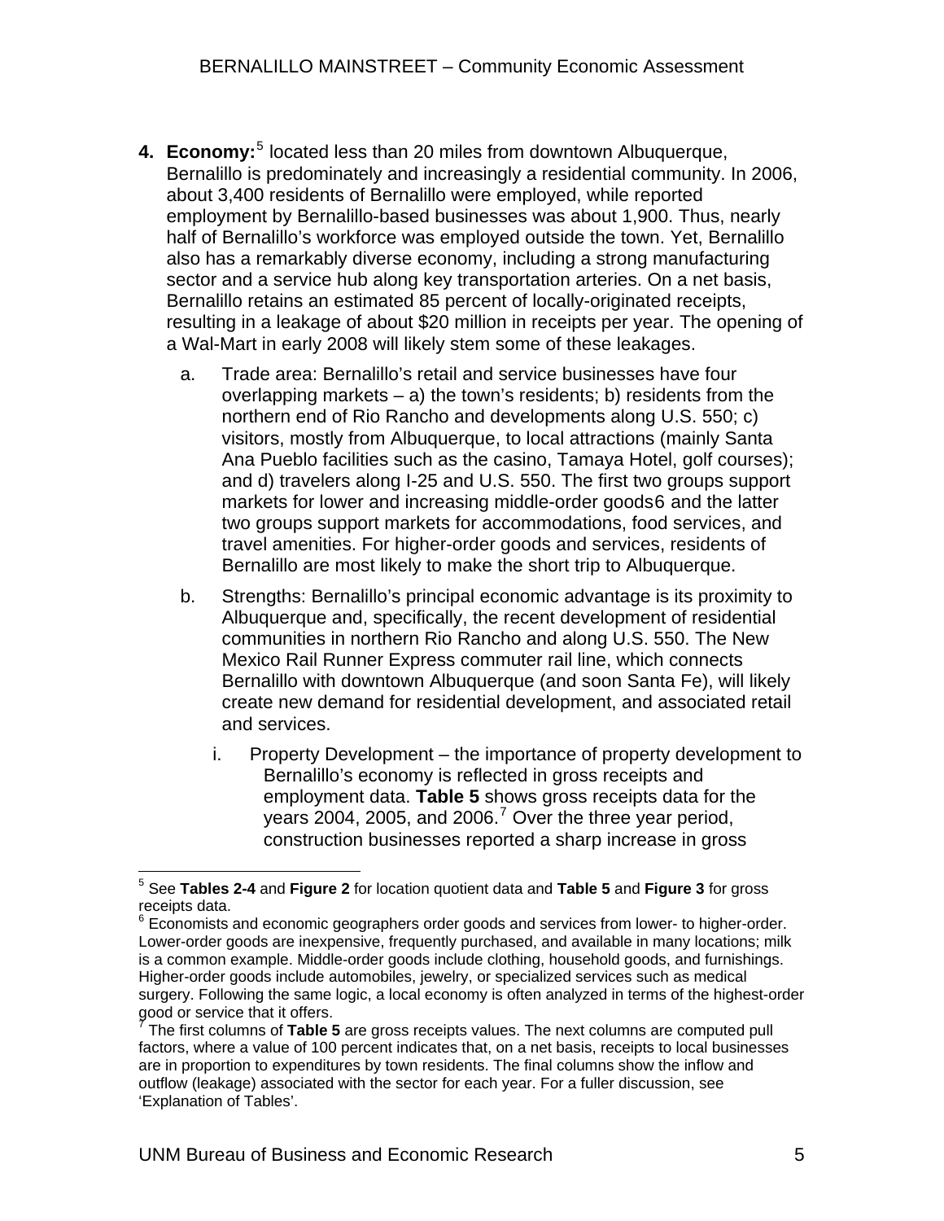4. **Economy:**[5] located less than 20 miles from downtown Albuquerque, Bernalillo is predominately and increasingly a residential community. In 2006, about 3,400 residents of Bernalillo were employed, while reported employment by Bernalillo-based businesses was about 1,900. Thus, nearly half of Bernalillo's workforce was employed outside the town. Yet, Bernalillo also has a remarkably diverse economy, including a strong manufacturing sector and a service hub along key transportation arteries. On a net basis, Bernalillo retains an estimated 85 percent of locally-originated receipts, resulting in a leakage of about $20 million in receipts per year. The opening of a Wal-Mart in early 2008 will likely stem some of these leakages.

   a. Trade area: Bernalillo's retail and service businesses have four overlapping markets – a) the town's residents; b) residents from the northern end of Rio Rancho and developments along U.S. 550; c) visitors, mostly from Albuquerque, to local attractions (mainly Santa Ana Pueblo facilities such as the casino, Tamaya Hotel, golf courses); and d) travelers along I-25 and U.S. 550. The first two groups support markets for lower and increasing middle-order goods[6] and the latter two groups support markets for accommodations, food services, and travel amenities. For higher-order goods and services, residents of Bernalillo are most likely to make the short trip to Albuquerque.

   b. Strengths: Bernalillo's principal economic advantage is its proximity to Albuquerque and, specifically, the recent development of residential communities in northern Rio Rancho and along U.S. 550. The New Mexico Rail Runner Express commuter rail line, which connects Bernalillo with downtown Albuquerque (and soon Santa Fe), will likely create new demand for residential development, and associated retail and services.

      i. Property Development – the importance of property development to Bernalillo's economy is reflected in gross receipts and employment data. **Table 5** shows gross receipts data for the years 2004, 2005, and 2006.[7] Over the three year period, construction businesses reported a sharp increase in gross

---

[5] See **Tables 2-4** and **Figure 2** for location quotient data and **Table 5** and **Figure 3** for gross receipts data.

[6] Economists and economic geographers order goods and services from lower- to higher-order. Lower-order goods are inexpensive, frequently purchased, and available in many locations; milk is a common example. Middle-order goods include clothing, household goods, and furnishings. Higher-order goods include automobiles, jewelry, or specialized services such as medical surgery. Following the same logic, a local economy is often analyzed in terms of the highest-order good or service that it offers.

[7] The first columns of **Table 5** are gross receipts values. The next columns are computed pull factors, where a value of 100 percent indicates that, on a net basis, receipts to local businesses are in proportion to expenditures by town residents. The final columns show the inflow and outflow (leakage) associated with the sector for each year. For a fuller discussion, see 'Explanation of Tables'.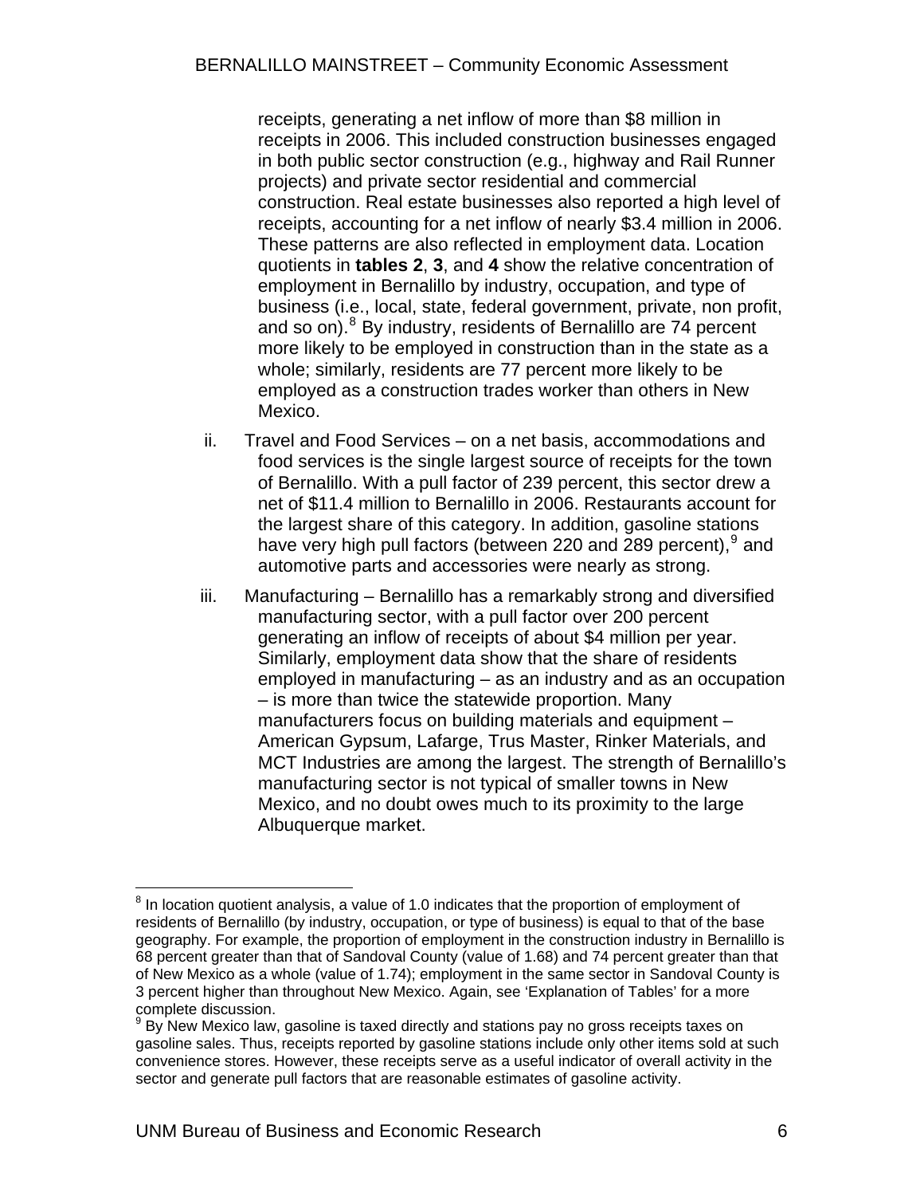receipts, generating a net inflow of more than $8 million in receipts in 2006. This included construction businesses engaged in both public sector construction (e.g., highway and Rail Runner projects) and private sector residential and commercial construction. Real estate businesses also reported a high level of receipts, accounting for a net inflow of nearly $3.4 million in 2006. These patterns are also reflected in employment data. Location quotients in **tables 2**, **3**, and **4** show the relative concentration of employment in Bernalillo by industry, occupation, and type of business (i.e., local, state, federal government, private, non profit, and so on).[8] By industry, residents of Bernalillo are 74 percent more likely to be employed in construction than in the state as a whole; similarly, residents are 77 percent more likely to be employed as a construction trades worker than others in New Mexico.

ii. Travel and Food Services – on a net basis, accommodations and food services is the single largest source of receipts for the town of Bernalillo. With a pull factor of 239 percent, this sector drew a net of $11.4 million to Bernalillo in 2006. Restaurants account for the largest share of this category. In addition, gasoline stations have very high pull factors (between 220 and 289 percent),[9] and automotive parts and accessories were nearly as strong.

iii. Manufacturing – Bernalillo has a remarkably strong and diversified manufacturing sector, with a pull factor over 200 percent generating an inflow of receipts of about $4 million per year. Similarly, employment data show that the share of residents employed in manufacturing – as an industry and as an occupation – is more than twice the statewide proportion. Many manufacturers focus on building materials and equipment – American Gypsum, Lafarge, Trus Master, Rinker Materials, and MCT Industries are among the largest. The strength of Bernalillo's manufacturing sector is not typical of smaller towns in New Mexico, and no doubt owes much to its proximity to the large Albuquerque market.

---

[8] In location quotient analysis, a value of 1.0 indicates that the proportion of employment of residents of Bernalillo (by industry, occupation, or type of business) is equal to that of the base geography. For example, the proportion of employment in the construction industry in Bernalillo is 68 percent greater than that of Sandoval County (value of 1.68) and 74 percent greater than that of New Mexico as a whole (value of 1.74); employment in the same sector in Sandoval County is 3 percent higher than throughout New Mexico. Again, see 'Explanation of Tables' for a more complete discussion.

[9] By New Mexico law, gasoline is taxed directly and stations pay no gross receipts taxes on gasoline sales. Thus, receipts reported by gasoline stations include only other items sold at such convenience stores. However, these receipts serve as a useful indicator of overall activity in the sector and generate pull factors that are reasonable estimates of gasoline activity.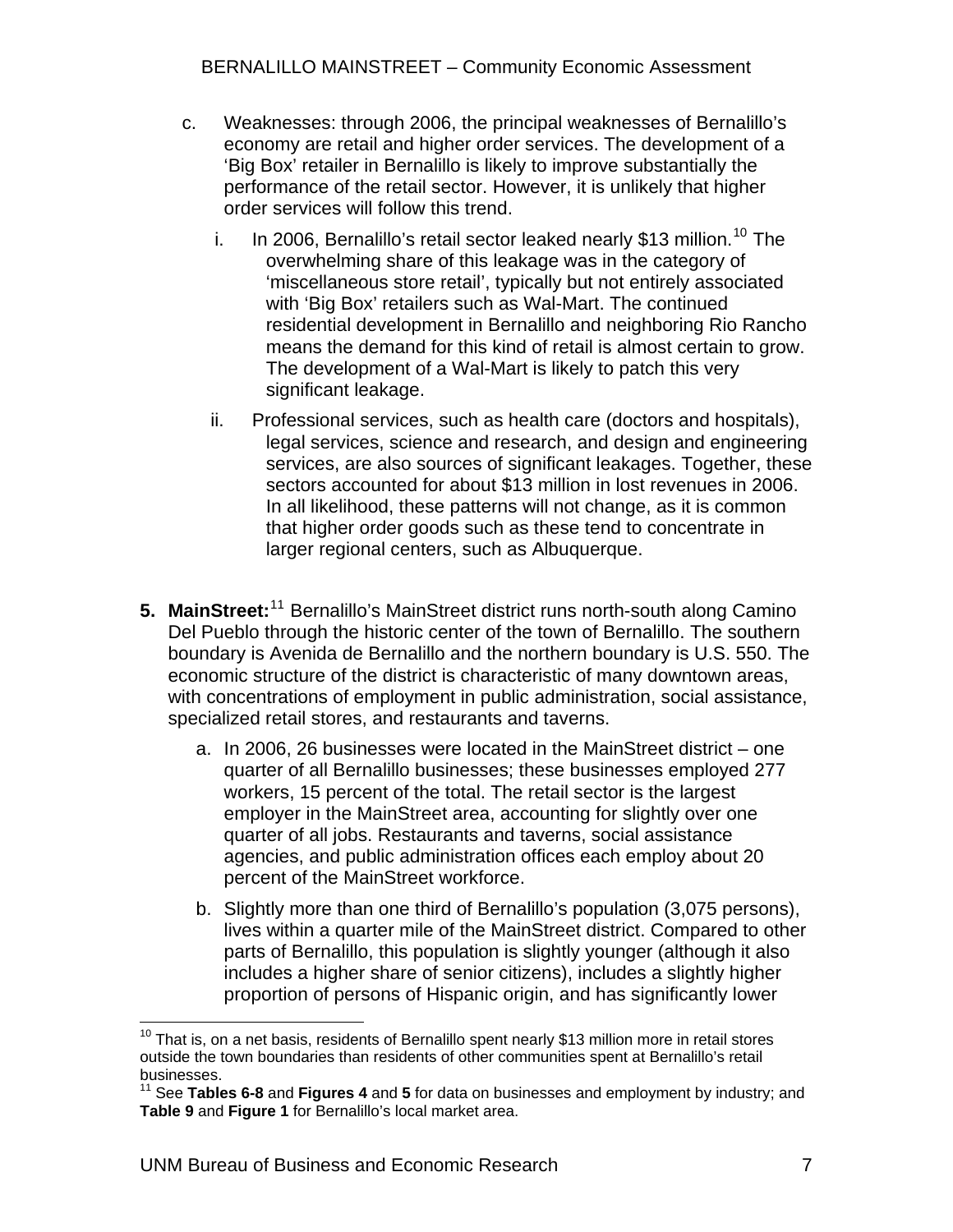c. Weaknesses: through 2006, the principal weaknesses of Bernalillo's economy are retail and higher order services. The development of a 'Big Box' retailer in Bernalillo is likely to improve substantially the performance of the retail sector. However, it is unlikely that higher order services will follow this trend.

   i. In 2006, Bernalillo's retail sector leaked nearly \$13 million.[10] The overwhelming share of this leakage was in the category of 'miscellaneous store retail', typically but not entirely associated with 'Big Box' retailers such as Wal-Mart. The continued residential development in Bernalillo and neighboring Rio Rancho means the demand for this kind of retail is almost certain to grow. The development of a Wal-Mart is likely to patch this very significant leakage.

   ii. Professional services, such as health care (doctors and hospitals), legal services, science and research, and design and engineering services, are also sources of significant leakages. Together, these sectors accounted for about \$13 million in lost revenues in 2006. In all likelihood, these patterns will not change, as it is common that higher order goods such as these tend to concentrate in larger regional centers, such as Albuquerque.

**5. MainStreet:**[11] Bernalillo's MainStreet district runs north-south along Camino Del Pueblo through the historic center of the town of Bernalillo. The southern boundary is Avenida de Bernalillo and the northern boundary is U.S. 550. The economic structure of the district is characteristic of many downtown areas, with concentrations of employment in public administration, social assistance, specialized retail stores, and restaurants and taverns.

a. In 2006, 26 businesses were located in the MainStreet district – one quarter of all Bernalillo businesses; these businesses employed 277 workers, 15 percent of the total. The retail sector is the largest employer in the MainStreet area, accounting for slightly over one quarter of all jobs. Restaurants and taverns, social assistance agencies, and public administration offices each employ about 20 percent of the MainStreet workforce.

b. Slightly more than one third of Bernalillo's population (3,075 persons), lives within a quarter mile of the MainStreet district. Compared to other parts of Bernalillo, this population is slightly younger (although it also includes a higher share of senior citizens), includes a slightly higher proportion of persons of Hispanic origin, and has significantly lower

---

[10] That is, on a net basis, residents of Bernalillo spent nearly \$13 million more in retail stores outside the town boundaries than residents of other communities spent at Bernalillo's retail businesses.

[11] See **Tables 6-8** and **Figures 4** and **5** for data on businesses and employment by industry; and **Table 9** and **Figure 1** for Bernalillo's local market area.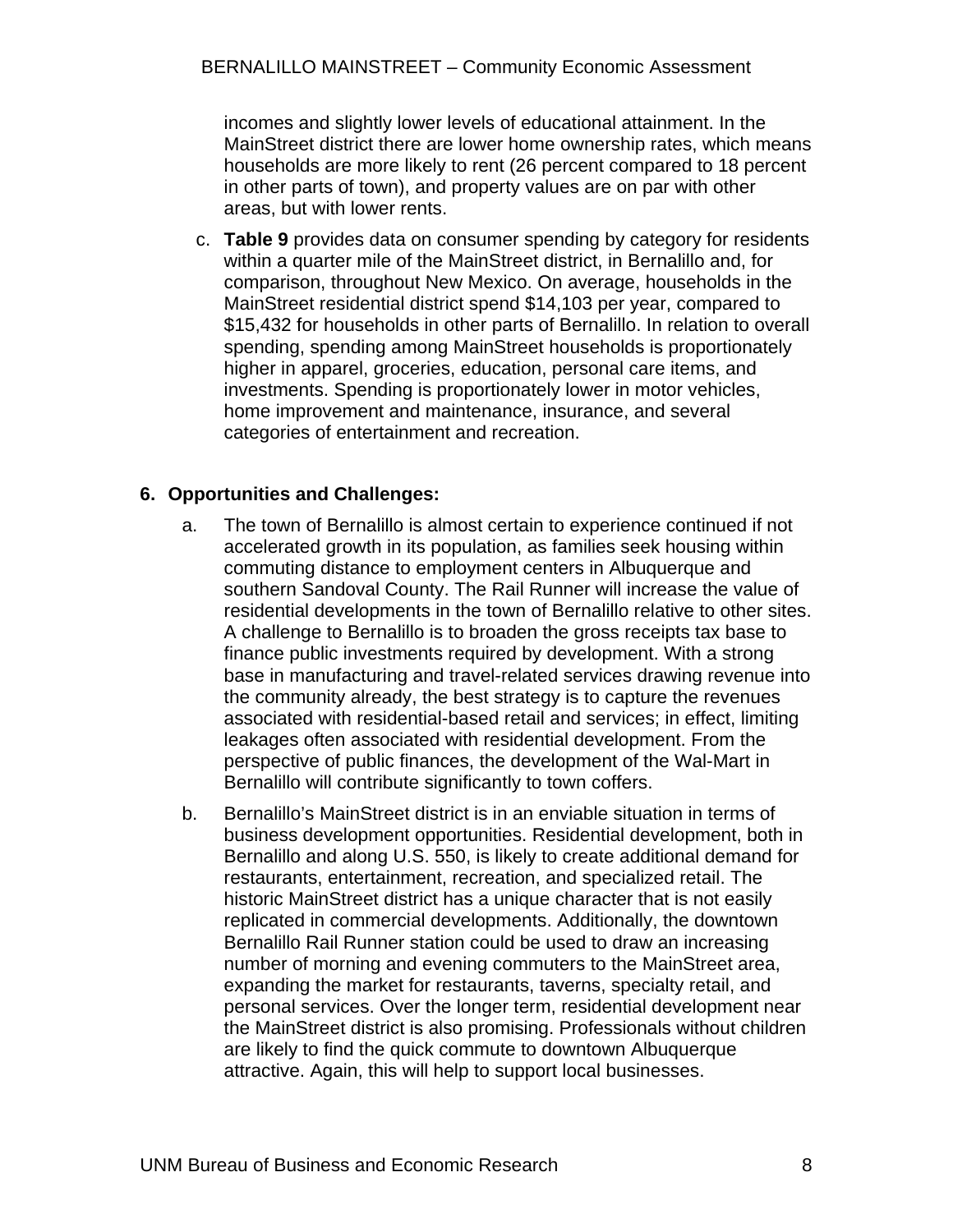incomes and slightly lower levels of educational attainment. In the MainStreet district there are lower home ownership rates, which means households are more likely to rent (26 percent compared to 18 percent in other parts of town), and property values are on par with other areas, but with lower rents.

c. **Table 9** provides data on consumer spending by category for residents within a quarter mile of the MainStreet district, in Bernalillo and, for comparison, throughout New Mexico. On average, households in the MainStreet residential district spend $14,103 per year, compared to $15,432 for households in other parts of Bernalillo. In relation to overall spending, spending among MainStreet households is proportionately higher in apparel, groceries, education, personal care items, and investments. Spending is proportionately lower in motor vehicles, home improvement and maintenance, insurance, and several categories of entertainment and recreation.

## 6. Opportunities and Challenges:

a. The town of Bernalillo is almost certain to experience continued if not accelerated growth in its population, as families seek housing within commuting distance to employment centers in Albuquerque and southern Sandoval County. The Rail Runner will increase the value of residential developments in the town of Bernalillo relative to other sites. A challenge to Bernalillo is to broaden the gross receipts tax base to finance public investments required by development. With a strong base in manufacturing and travel-related services drawing revenue into the community already, the best strategy is to capture the revenues associated with residential-based retail and services; in effect, limiting leakages often associated with residential development. From the perspective of public finances, the development of the Wal-Mart in Bernalillo will contribute significantly to town coffers.

b. Bernalillo's MainStreet district is in an enviable situation in terms of business development opportunities. Residential development, both in Bernalillo and along U.S. 550, is likely to create additional demand for restaurants, entertainment, recreation, and specialized retail. The historic MainStreet district has a unique character that is not easily replicated in commercial developments. Additionally, the downtown Bernalillo Rail Runner station could be used to draw an increasing number of morning and evening commuters to the MainStreet area, expanding the market for restaurants, taverns, specialty retail, and personal services. Over the longer term, residential development near the MainStreet district is also promising. Professionals without children are likely to find the quick commute to downtown Albuquerque attractive. Again, this will help to support local businesses.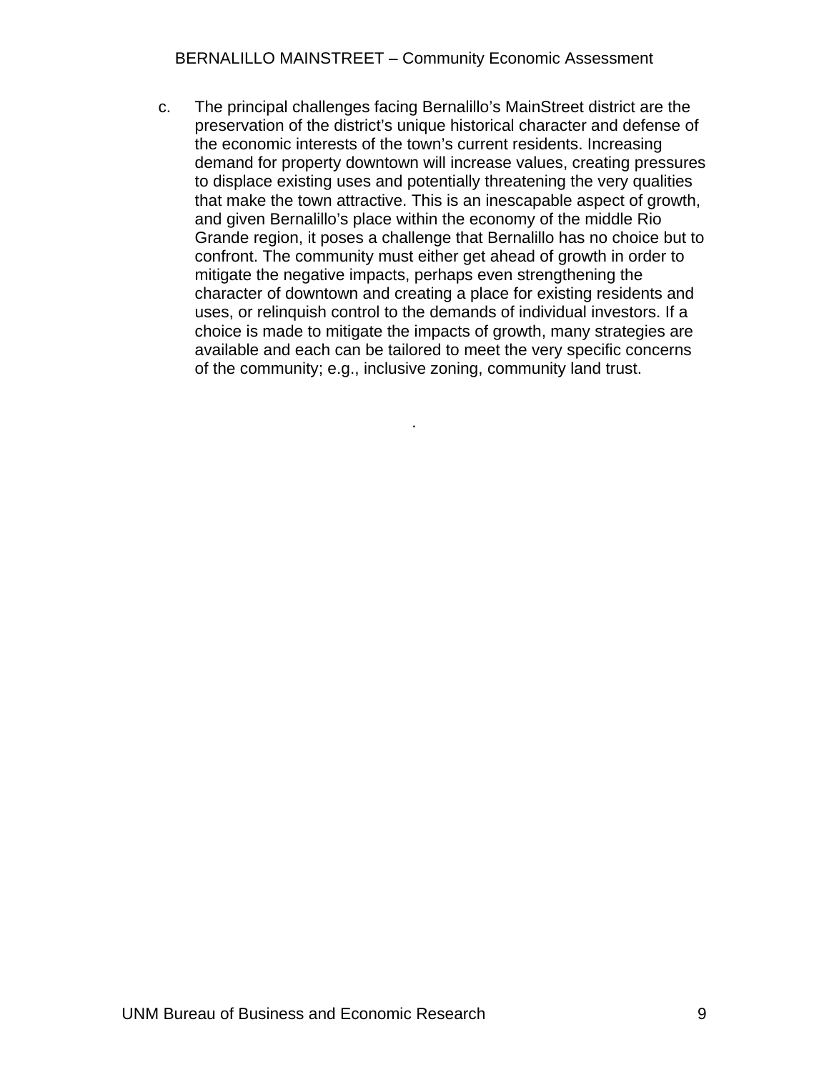c. The principal challenges facing Bernalillo's MainStreet district are the preservation of the district's unique historical character and defense of the economic interests of the town's current residents. Increasing demand for property downtown will increase values, creating pressures to displace existing uses and potentially threatening the very qualities that make the town attractive. This is an inescapable aspect of growth, and given Bernalillo's place within the economy of the middle Rio Grande region, it poses a challenge that Bernalillo has no choice but to confront. The community must either get ahead of growth in order to mitigate the negative impacts, perhaps even strengthening the character of downtown and creating a place for existing residents and uses, or relinquish control to the demands of individual investors. If a choice is made to mitigate the impacts of growth, many strategies are available and each can be tailored to meet the very specific concerns of the community; e.g., inclusive zoning, community land trust.

.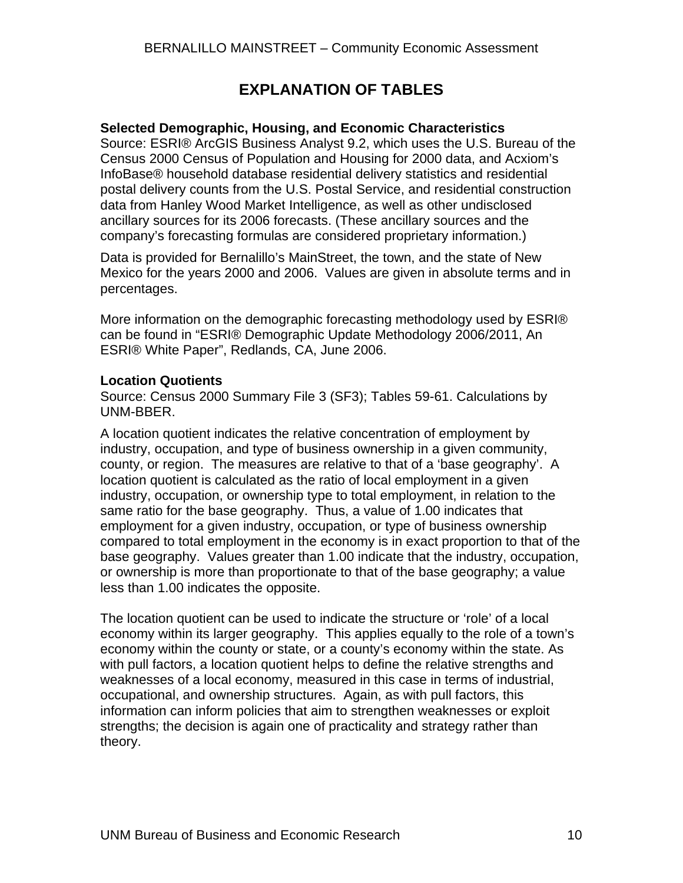# EXPLANATION OF TABLES

**Selected Demographic, Housing, and Economic Characteristics**
Source: ESRI® ArcGIS Business Analyst 9.2, which uses the U.S. Bureau of the Census 2000 Census of Population and Housing for 2000 data, and Acxiom's InfoBase® household database residential delivery statistics and residential postal delivery counts from the U.S. Postal Service, and residential construction data from Hanley Wood Market Intelligence, as well as other undisclosed ancillary sources for its 2006 forecasts. (These ancillary sources and the company's forecasting formulas are considered proprietary information.)

Data is provided for Bernalillo's MainStreet, the town, and the state of New Mexico for the years 2000 and 2006. Values are given in absolute terms and in percentages.

More information on the demographic forecasting methodology used by ESRI® can be found in "ESRI® Demographic Update Methodology 2006/2011, An ESRI® White Paper", Redlands, CA, June 2006.

**Location Quotients**
Source: Census 2000 Summary File 3 (SF3); Tables 59-61. Calculations by UNM-BBER.

A location quotient indicates the relative concentration of employment by industry, occupation, and type of business ownership in a given community, county, or region. The measures are relative to that of a 'base geography'. A location quotient is calculated as the ratio of local employment in a given industry, occupation, or ownership type to total employment, in relation to the same ratio for the base geography. Thus, a value of 1.00 indicates that employment for a given industry, occupation, or type of business ownership compared to total employment in the economy is in exact proportion to that of the base geography. Values greater than 1.00 indicate that the industry, occupation, or ownership is more than proportionate to that of the base geography; a value less than 1.00 indicates the opposite.

The location quotient can be used to indicate the structure or 'role' of a local economy within its larger geography. This applies equally to the role of a town's economy within the county or state, or a county's economy within the state. As with pull factors, a location quotient helps to define the relative strengths and weaknesses of a local economy, measured in this case in terms of industrial, occupational, and ownership structures. Again, as with pull factors, this information can inform policies that aim to strengthen weaknesses or exploit strengths; the decision is again one of practicality and strategy rather than theory.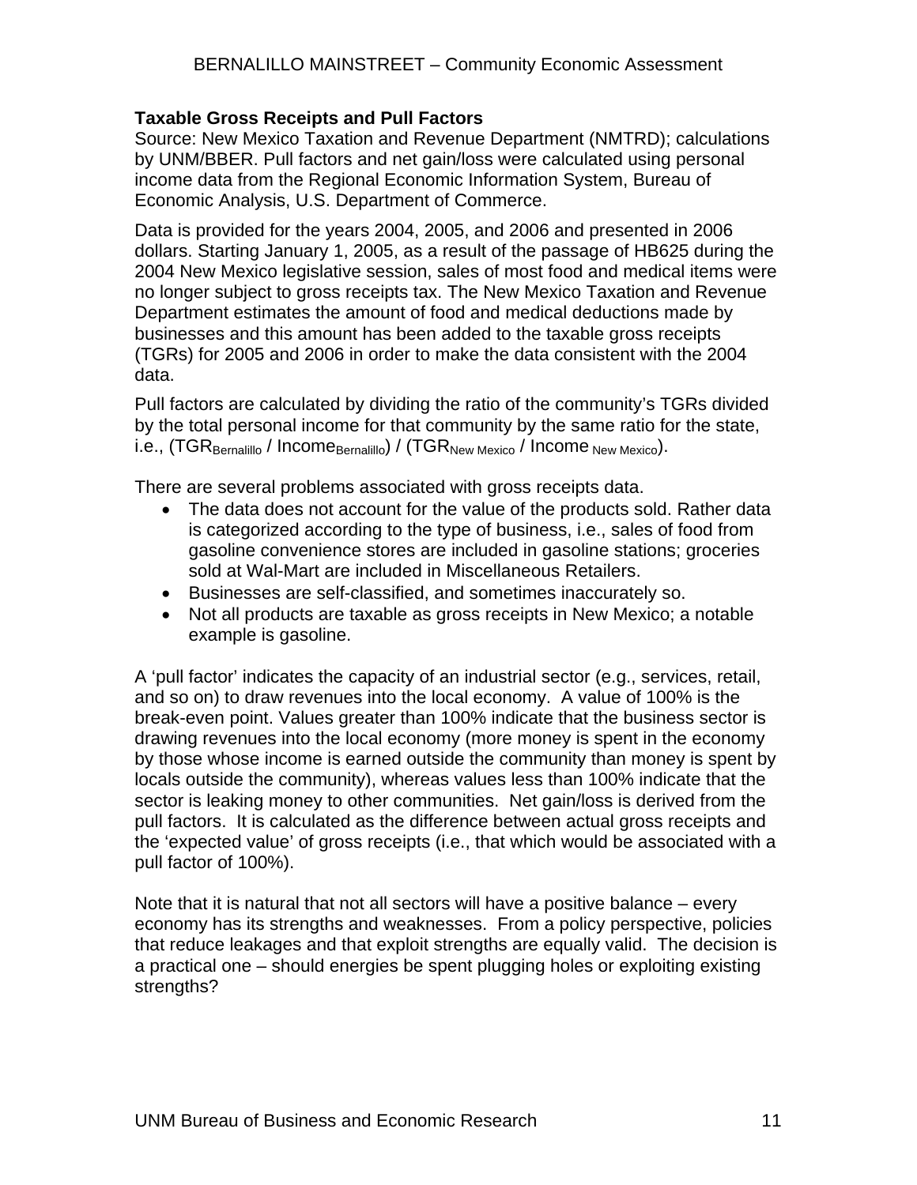**Taxable Gross Receipts and Pull Factors**

Source: New Mexico Taxation and Revenue Department (NMTRD); calculations by UNM/BBER. Pull factors and net gain/loss were calculated using personal income data from the Regional Economic Information System, Bureau of Economic Analysis, U.S. Department of Commerce.

Data is provided for the years 2004, 2005, and 2006 and presented in 2006 dollars. Starting January 1, 2005, as a result of the passage of HB625 during the 2004 New Mexico legislative session, sales of most food and medical items were no longer subject to gross receipts tax. The New Mexico Taxation and Revenue Department estimates the amount of food and medical deductions made by businesses and this amount has been added to the taxable gross receipts (TGRs) for 2005 and 2006 in order to make the data consistent with the 2004 data.

Pull factors are calculated by dividing the ratio of the community's TGRs divided by the total personal income for that community by the same ratio for the state, i.e., $(TGR_{Bernalillo} / Income_{Bernalillo}) / (TGR_{New\ Mexico} / Income_{New\ Mexico})$.

There are several problems associated with gross receipts data.

- The data does not account for the value of the products sold. Rather data is categorized according to the type of business, i.e., sales of food from gasoline convenience stores are included in gasoline stations; groceries sold at Wal-Mart are included in Miscellaneous Retailers.
- Businesses are self-classified, and sometimes inaccurately so.
- Not all products are taxable as gross receipts in New Mexico; a notable example is gasoline.

A 'pull factor' indicates the capacity of an industrial sector (e.g., services, retail, and so on) to draw revenues into the local economy. A value of 100% is the break-even point. Values greater than 100% indicate that the business sector is drawing revenues into the local economy (more money is spent in the economy by those whose income is earned outside the community than money is spent by locals outside the community), whereas values less than 100% indicate that the sector is leaking money to other communities. Net gain/loss is derived from the pull factors. It is calculated as the difference between actual gross receipts and the 'expected value' of gross receipts (i.e., that which would be associated with a pull factor of 100%).

Note that it is natural that not all sectors will have a positive balance – every economy has its strengths and weaknesses. From a policy perspective, policies that reduce leakages and that exploit strengths are equally valid. The decision is a practical one – should energies be spent plugging holes or exploiting existing strengths?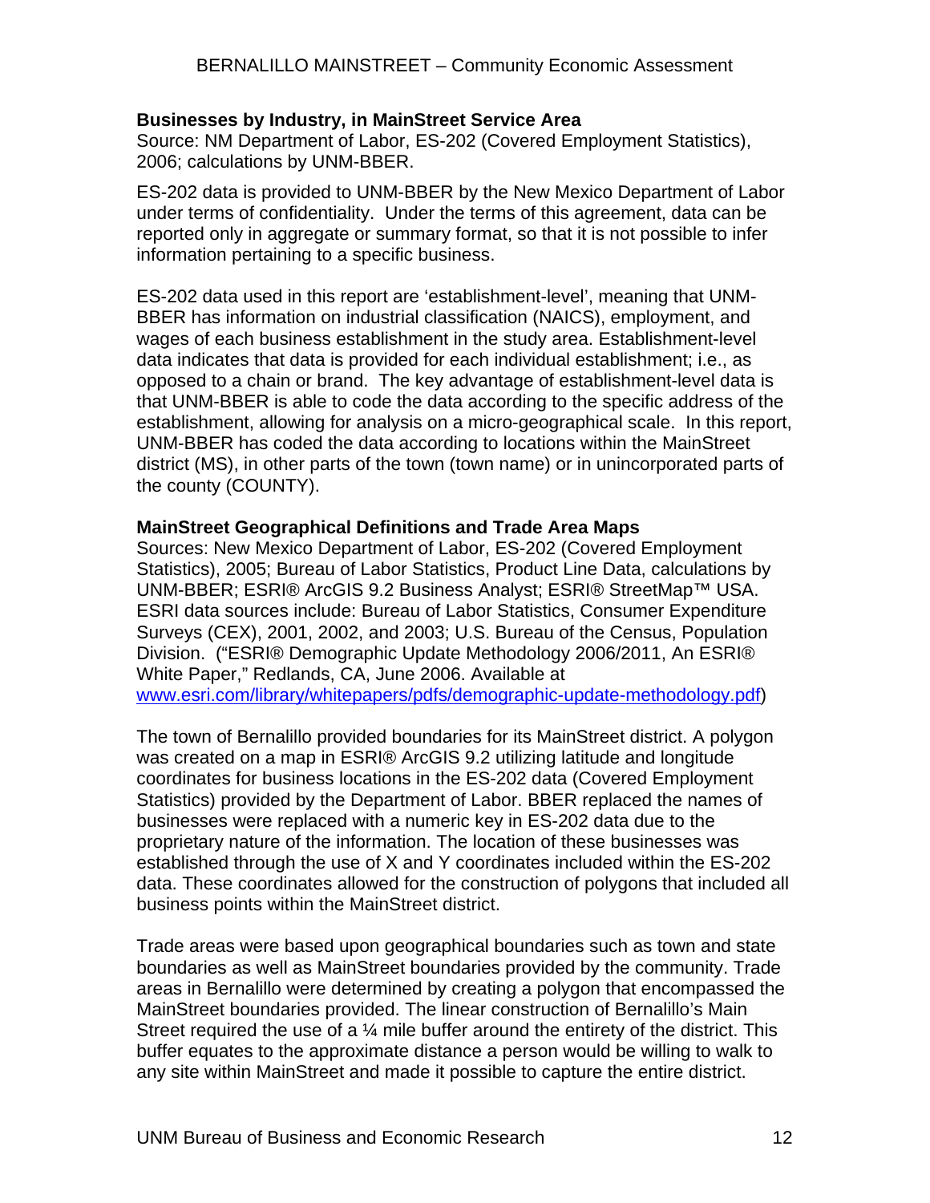**Businesses by Industry, in MainStreet Service Area**
Source: NM Department of Labor, ES-202 (Covered Employment Statistics), 2006; calculations by UNM-BBER.

ES-202 data is provided to UNM-BBER by the New Mexico Department of Labor under terms of confidentiality. Under the terms of this agreement, data can be reported only in aggregate or summary format, so that it is not possible to infer information pertaining to a specific business.

ES-202 data used in this report are 'establishment-level', meaning that UNM-BBER has information on industrial classification (NAICS), employment, and wages of each business establishment in the study area. Establishment-level data indicates that data is provided for each individual establishment; i.e., as opposed to a chain or brand. The key advantage of establishment-level data is that UNM-BBER is able to code the data according to the specific address of the establishment, allowing for analysis on a micro-geographical scale. In this report, UNM-BBER has coded the data according to locations within the MainStreet district (MS), in other parts of the town (town name) or in unincorporated parts of the county (COUNTY).

**MainStreet Geographical Definitions and Trade Area Maps**
Sources: New Mexico Department of Labor, ES-202 (Covered Employment Statistics), 2005; Bureau of Labor Statistics, Product Line Data, calculations by UNM-BBER; ESRI® ArcGIS 9.2 Business Analyst; ESRI® StreetMap™ USA. ESRI data sources include: Bureau of Labor Statistics, Consumer Expenditure Surveys (CEX), 2001, 2002, and 2003; U.S. Bureau of the Census, Population Division. ("ESRI® Demographic Update Methodology 2006/2011, An ESRI® White Paper," Redlands, CA, June 2006. Available at www.esri.com/library/whitepapers/pdfs/demographic-update-methodology.pdf)

The town of Bernalillo provided boundaries for its MainStreet district. A polygon was created on a map in ESRI® ArcGIS 9.2 utilizing latitude and longitude coordinates for business locations in the ES-202 data (Covered Employment Statistics) provided by the Department of Labor. BBER replaced the names of businesses were replaced with a numeric key in ES-202 data due to the proprietary nature of the information. The location of these businesses was established through the use of X and Y coordinates included within the ES-202 data. These coordinates allowed for the construction of polygons that included all business points within the MainStreet district.

Trade areas were based upon geographical boundaries such as town and state boundaries as well as MainStreet boundaries provided by the community. Trade areas in Bernalillo were determined by creating a polygon that encompassed the MainStreet boundaries provided. The linear construction of Bernalillo's Main Street required the use of a ¼ mile buffer around the entirety of the district. This buffer equates to the approximate distance a person would be willing to walk to any site within MainStreet and made it possible to capture the entire district.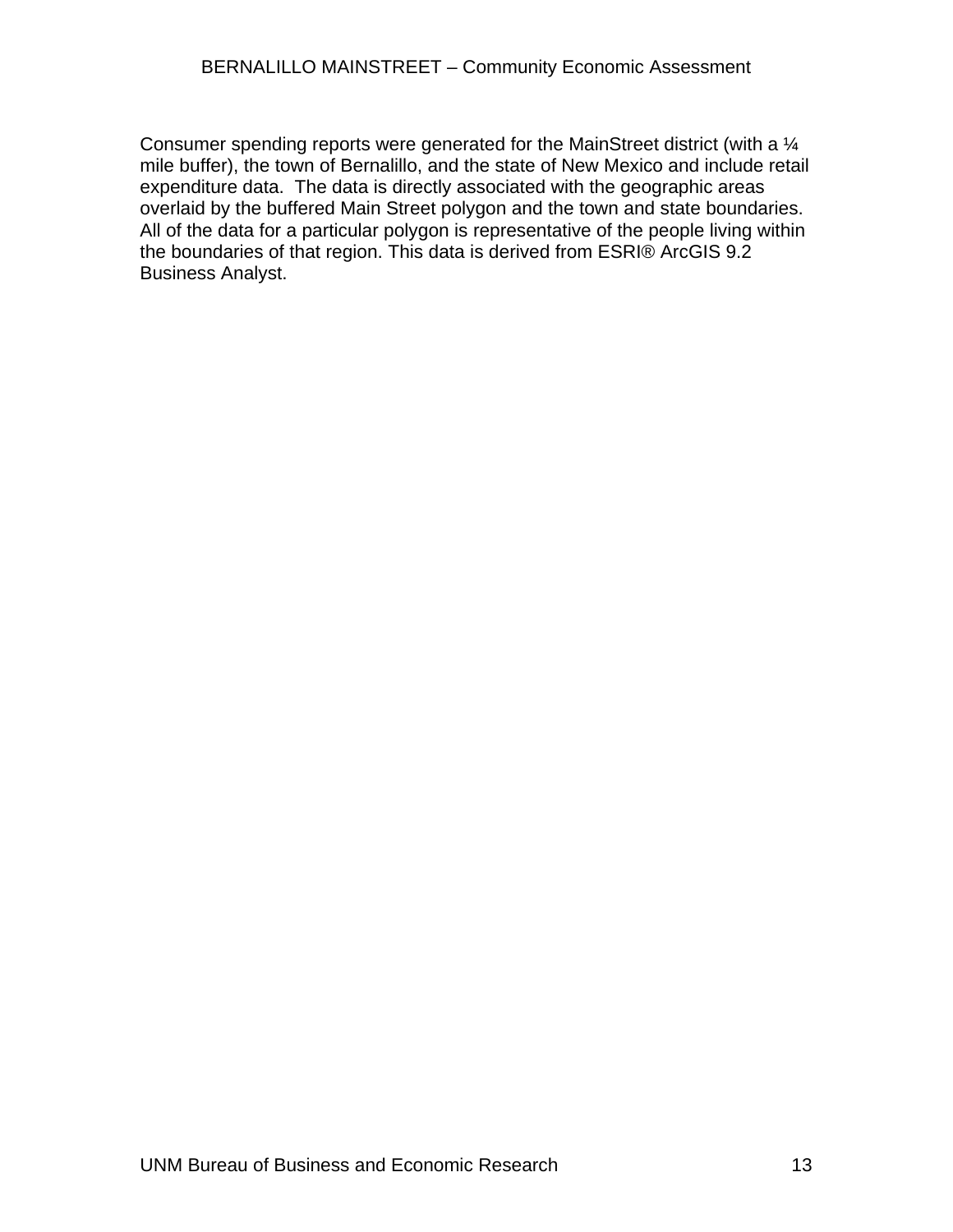Consumer spending reports were generated for the MainStreet district (with a ¼ mile buffer), the town of Bernalillo, and the state of New Mexico and include retail expenditure data.  The data is directly associated with the geographic areas overlaid by the buffered Main Street polygon and the town and state boundaries. All of the data for a particular polygon is representative of the people living within the boundaries of that region. This data is derived from ESRI® ArcGIS 9.2 Business Analyst.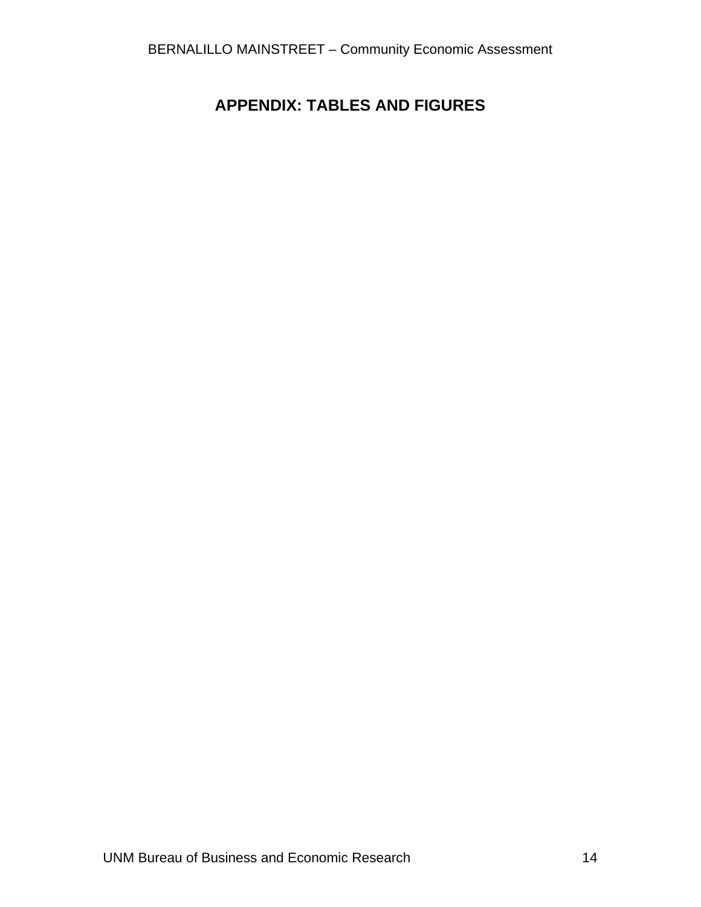# APPENDIX: TABLES AND FIGURES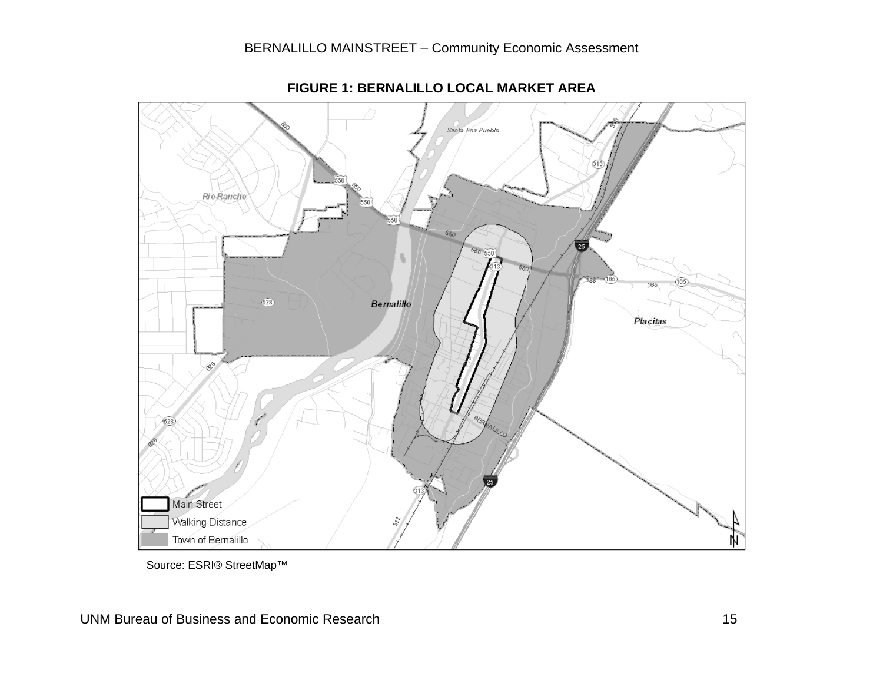**FIGURE 1: BERNALILLO LOCAL MARKET AREA**

Source: ESRI® StreetMap™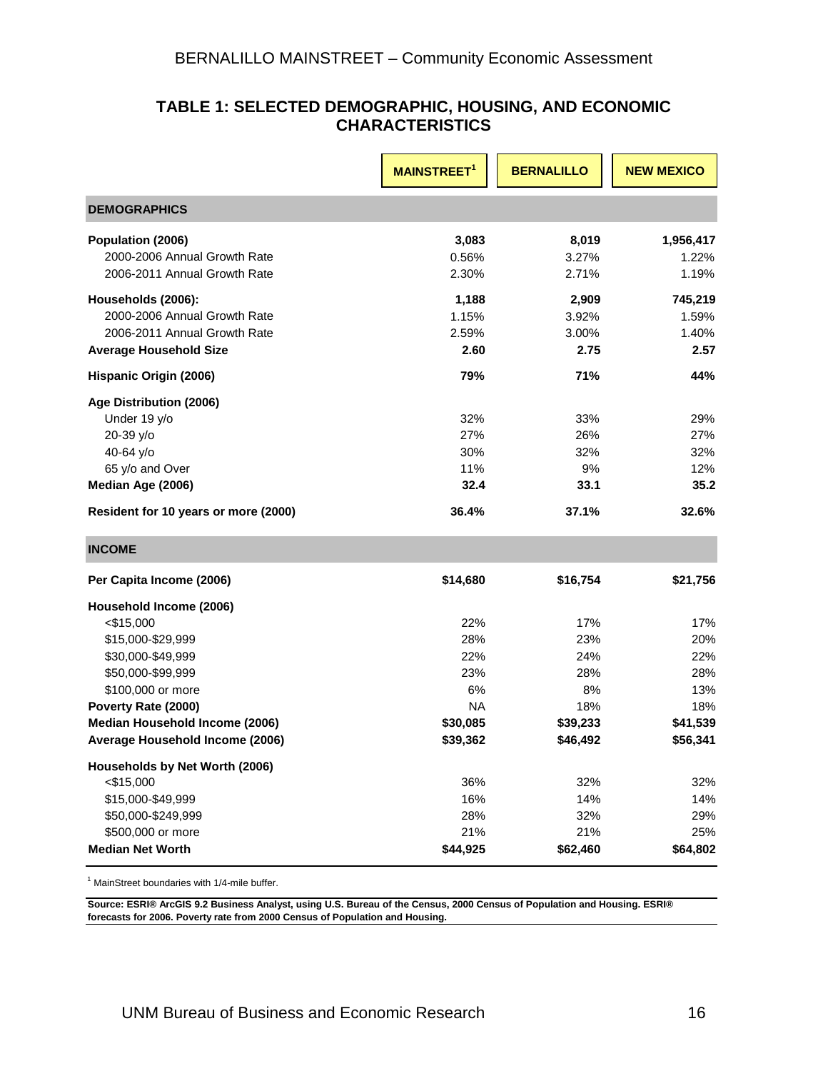## TABLE 1: SELECTED DEMOGRAPHIC, HOUSING, AND ECONOMIC CHARACTERISTICS

| | MAINSTREET[1] | BERNALILLO | NEW MEXICO |
|---|---|---|---|
| **DEMOGRAPHICS** | | | |
| **Population (2006)** | **3,083** | **8,019** | **1,956,417** |
| 2000-2006 Annual Growth Rate | 0.56% | 3.27% | 1.22% |
| 2006-2011 Annual Growth Rate | 2.30% | 2.71% | 1.19% |
| **Households (2006):** | **1,188** | **2,909** | **745,219** |
| 2000-2006 Annual Growth Rate | 1.15% | 3.92% | 1.59% |
| 2006-2011 Annual Growth Rate | 2.59% | 3.00% | 1.40% |
| **Average Household Size** | **2.60** | **2.75** | **2.57** |
| **Hispanic Origin (2006)** | **79%** | **71%** | **44%** |
| **Age Distribution (2006)** | | | |
| Under 19 y/o | 32% | 33% | 29% |
| 20-39 y/o | 27% | 26% | 27% |
| 40-64 y/o | 30% | 32% | 32% |
| 65 y/o and Over | 11% | 9% | 12% |
| **Median Age (2006)** | **32.4** | **33.1** | **35.2** |
| **Resident for 10 years or more (2000)** | **36.4%** | **37.1%** | **32.6%** |
| **INCOME** | | | |
| **Per Capita Income (2006)** | **$14,680** | **$16,754** | **$21,756** |
| **Household Income (2006)** | | | |
| <$15,000 | 22% | 17% | 17% |
| $15,000-$29,999 | 28% | 23% | 20% |
| $30,000-$49,999 | 22% | 24% | 22% |
| $50,000-$99,999 | 23% | 28% | 28% |
| $100,000 or more | 6% | 8% | 13% |
| **Poverty Rate (2000)** | NA | 18% | 18% |
| **Median Household Income (2006)** | **$30,085** | **$39,233** | **$41,539** |
| **Average Household Income (2006)** | **$39,362** | **$46,492** | **$56,341** |
| **Households by Net Worth (2006)** | | | |
| <$15,000 | 36% | 32% | 32% |
| $15,000-$49,999 | 16% | 14% | 14% |
| $50,000-$249,999 | 28% | 32% | 29% |
| $500,000 or more | 21% | 21% | 25% |
| **Median Net Worth** | **$44,925** | **$62,460** | **$64,802** |

[1] MainStreet boundaries with 1/4-mile buffer.

**Source: ESRI® ArcGIS 9.2 Business Analyst, using U.S. Bureau of the Census, 2000 Census of Population and Housing. ESRI® forecasts for 2006. Poverty rate from 2000 Census of Population and Housing.**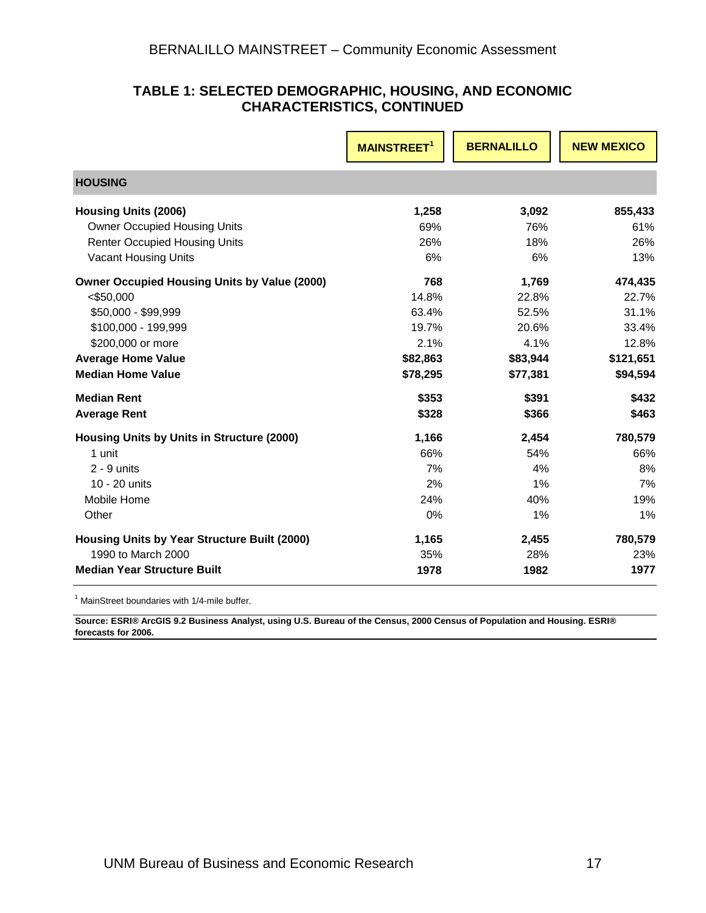## TABLE 1: SELECTED DEMOGRAPHIC, HOUSING, AND ECONOMIC CHARACTERISTICS, CONTINUED

| | MAINSTREET[1] | BERNALILLO | NEW MEXICO |
|---|---|---|---|
| **HOUSING** | | | |
| **Housing Units (2006)** | **1,258** | **3,092** | **855,433** |
| Owner Occupied Housing Units | 69% | 76% | 61% |
| Renter Occupied Housing Units | 26% | 18% | 26% |
| Vacant Housing Units | 6% | 6% | 13% |
| **Owner Occupied Housing Units by Value (2000)** | **768** | **1,769** | **474,435** |
| <$50,000 | 14.8% | 22.8% | 22.7% |
| $50,000 - $99,999 | 63.4% | 52.5% | 31.1% |
| $100,000 - 199,999 | 19.7% | 20.6% | 33.4% |
| $200,000 or more | 2.1% | 4.1% | 12.8% |
| **Average Home Value** | **$82,863** | **$83,944** | **$121,651** |
| **Median Home Value** | **$78,295** | **$77,381** | **$94,594** |
| **Median Rent** | **$353** | **$391** | **$432** |
| **Average Rent** | **$328** | **$366** | **$463** |
| **Housing Units by Units in Structure (2000)** | **1,166** | **2,454** | **780,579** |
| 1 unit | 66% | 54% | 66% |
| 2 - 9 units | 7% | 4% | 8% |
| 10 - 20 units | 2% | 1% | 7% |
| Mobile Home | 24% | 40% | 19% |
| Other | 0% | 1% | 1% |
| **Housing Units by Year Structure Built (2000)** | **1,165** | **2,455** | **780,579** |
| 1990 to March 2000 | 35% | 28% | 23% |
| **Median Year Structure Built** | **1978** | **1982** | **1977** |

[1] MainStreet boundaries with 1/4-mile buffer.

**Source: ESRI® ArcGIS 9.2 Business Analyst, using U.S. Bureau of the Census, 2000 Census of Population and Housing. ESRI® forecasts for 2006.**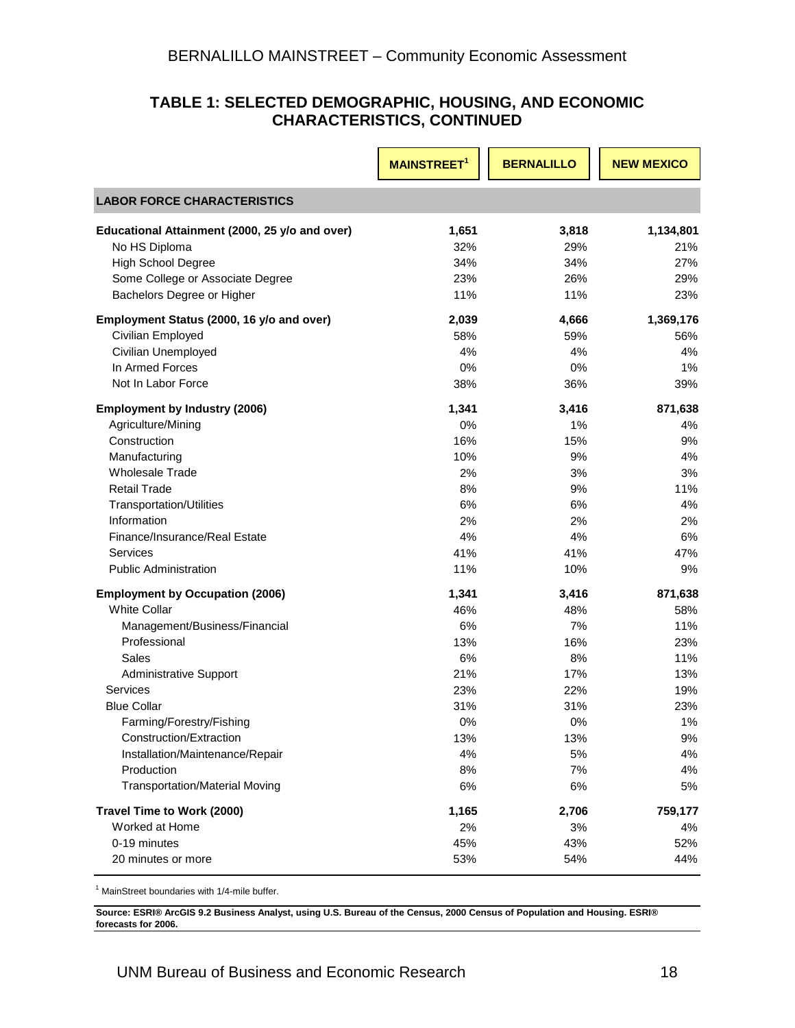## TABLE 1: SELECTED DEMOGRAPHIC, HOUSING, AND ECONOMIC CHARACTERISTICS, CONTINUED

| | MAINSTREET[1] | BERNALILLO | NEW MEXICO |
|---|---|---|---|
| **LABOR FORCE CHARACTERISTICS** | | | |
| **Educational Attainment (2000, 25 y/o and over)** | **1,651** | **3,818** | **1,134,801** |
| No HS Diploma | 32% | 29% | 21% |
| High School Degree | 34% | 34% | 27% |
| Some College or Associate Degree | 23% | 26% | 29% |
| Bachelors Degree or Higher | 11% | 11% | 23% |
| **Employment Status (2000, 16 y/o and over)** | **2,039** | **4,666** | **1,369,176** |
| Civilian Employed | 58% | 59% | 56% |
| Civilian Unemployed | 4% | 4% | 4% |
| In Armed Forces | 0% | 0% | 1% |
| Not In Labor Force | 38% | 36% | 39% |
| **Employment by Industry (2006)** | **1,341** | **3,416** | **871,638** |
| Agriculture/Mining | 0% | 1% | 4% |
| Construction | 16% | 15% | 9% |
| Manufacturing | 10% | 9% | 4% |
| Wholesale Trade | 2% | 3% | 3% |
| Retail Trade | 8% | 9% | 11% |
| Transportation/Utilities | 6% | 6% | 4% |
| Information | 2% | 2% | 2% |
| Finance/Insurance/Real Estate | 4% | 4% | 6% |
| Services | 41% | 41% | 47% |
| Public Administration | 11% | 10% | 9% |
| **Employment by Occupation (2006)** | **1,341** | **3,416** | **871,638** |
| White Collar | 46% | 48% | 58% |
| Management/Business/Financial | 6% | 7% | 11% |
| Professional | 13% | 16% | 23% |
| Sales | 6% | 8% | 11% |
| Administrative Support | 21% | 17% | 13% |
| Services | 23% | 22% | 19% |
| Blue Collar | 31% | 31% | 23% |
| Farming/Forestry/Fishing | 0% | 0% | 1% |
| Construction/Extraction | 13% | 13% | 9% |
| Installation/Maintenance/Repair | 4% | 5% | 4% |
| Production | 8% | 7% | 4% |
| Transportation/Material Moving | 6% | 6% | 5% |
| **Travel Time to Work (2000)** | **1,165** | **2,706** | **759,177** |
| Worked at Home | 2% | 3% | 4% |
| 0-19 minutes | 45% | 43% | 52% |
| 20 minutes or more | 53% | 54% | 44% |

[1] MainStreet boundaries with 1/4-mile buffer.

**Source: ESRI® ArcGIS 9.2 Business Analyst, using U.S. Bureau of the Census, 2000 Census of Population and Housing. ESRI® forecasts for 2006.**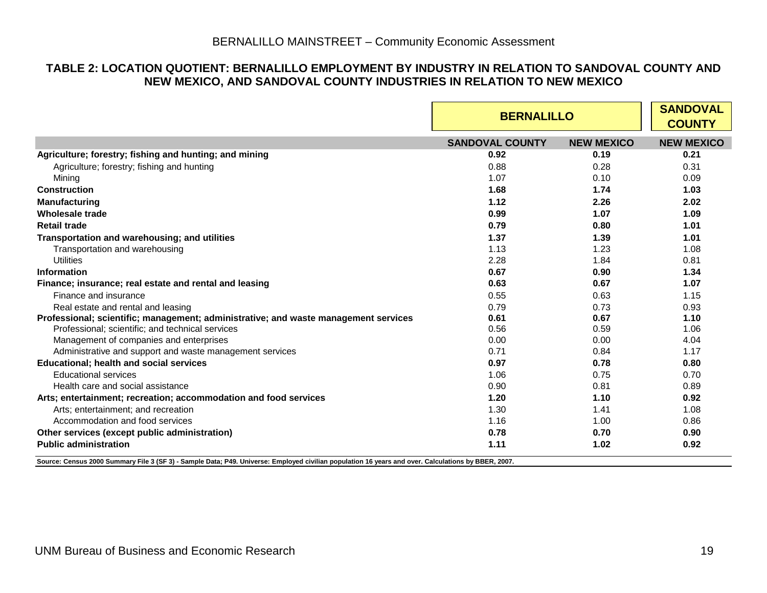## TABLE 2: LOCATION QUOTIENT: BERNALILLO EMPLOYMENT BY INDUSTRY IN RELATION TO SANDOVAL COUNTY AND NEW MEXICO, AND SANDOVAL COUNTY INDUSTRIES IN RELATION TO NEW MEXICO

| | BERNALILLO | | SANDOVAL COUNTY |
|---|---|---|---|
| | SANDOVAL COUNTY | NEW MEXICO | NEW MEXICO |
| **Agriculture; forestry; fishing and hunting; and mining** | **0.92** | **0.19** | **0.21** |
| Agriculture; forestry; fishing and hunting | 0.88 | 0.28 | 0.31 |
| Mining | 1.07 | 0.10 | 0.09 |
| **Construction** | **1.68** | **1.74** | **1.03** |
| **Manufacturing** | **1.12** | **2.26** | **2.02** |
| **Wholesale trade** | **0.99** | **1.07** | **1.09** |
| **Retail trade** | **0.79** | **0.80** | **1.01** |
| **Transportation and warehousing; and utilities** | **1.37** | **1.39** | **1.01** |
| Transportation and warehousing | 1.13 | 1.23 | 1.08 |
| Utilities | 2.28 | 1.84 | 0.81 |
| **Information** | **0.67** | **0.90** | **1.34** |
| **Finance; insurance; real estate and rental and leasing** | **0.63** | **0.67** | **1.07** |
| Finance and insurance | 0.55 | 0.63 | 1.15 |
| Real estate and rental and leasing | 0.79 | 0.73 | 0.93 |
| **Professional; scientific; management; administrative; and waste management services** | **0.61** | **0.67** | **1.10** |
| Professional; scientific; and technical services | 0.56 | 0.59 | 1.06 |
| Management of companies and enterprises | 0.00 | 0.00 | 4.04 |
| Administrative and support and waste management services | 0.71 | 0.84 | 1.17 |
| **Educational; health and social services** | **0.97** | **0.78** | **0.80** |
| Educational services | 1.06 | 0.75 | 0.70 |
| Health care and social assistance | 0.90 | 0.81 | 0.89 |
| **Arts; entertainment; recreation; accommodation and food services** | **1.20** | **1.10** | **0.92** |
| Arts; entertainment; and recreation | 1.30 | 1.41 | 1.08 |
| Accommodation and food services | 1.16 | 1.00 | 0.86 |
| **Other services (except public administration)** | **0.78** | **0.70** | **0.90** |
| **Public administration** | **1.11** | **1.02** | **0.92** |

**Source: Census 2000 Summary File 3 (SF 3) - Sample Data; P49. Universe: Employed civilian population 16 years and over. Calculations by BBER, 2007.**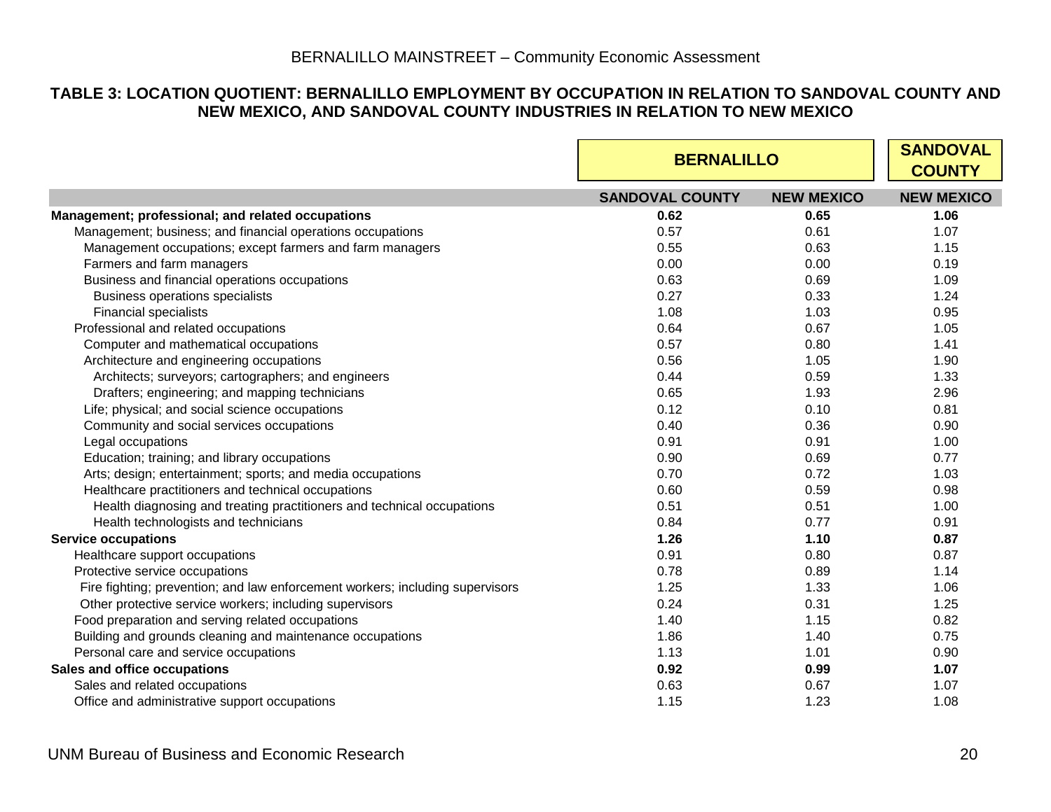## TABLE 3: LOCATION QUOTIENT: BERNALILLO EMPLOYMENT BY OCCUPATION IN RELATION TO SANDOVAL COUNTY AND NEW MEXICO, AND SANDOVAL COUNTY INDUSTRIES IN RELATION TO NEW MEXICO

| | BERNALILLO | | SANDOVAL COUNTY |
|---|---|---|---|
| | SANDOVAL COUNTY | NEW MEXICO | NEW MEXICO |
| **Management; professional; and related occupations** | **0.62** | **0.65** | **1.06** |
| Management; business; and financial operations occupations | 0.57 | 0.61 | 1.07 |
| Management occupations; except farmers and farm managers | 0.55 | 0.63 | 1.15 |
| Farmers and farm managers | 0.00 | 0.00 | 0.19 |
| Business and financial operations occupations | 0.63 | 0.69 | 1.09 |
| Business operations specialists | 0.27 | 0.33 | 1.24 |
| Financial specialists | 1.08 | 1.03 | 0.95 |
| Professional and related occupations | 0.64 | 0.67 | 1.05 |
| Computer and mathematical occupations | 0.57 | 0.80 | 1.41 |
| Architecture and engineering occupations | 0.56 | 1.05 | 1.90 |
| Architects; surveyors; cartographers; and engineers | 0.44 | 0.59 | 1.33 |
| Drafters; engineering; and mapping technicians | 0.65 | 1.93 | 2.96 |
| Life; physical; and social science occupations | 0.12 | 0.10 | 0.81 |
| Community and social services occupations | 0.40 | 0.36 | 0.90 |
| Legal occupations | 0.91 | 0.91 | 1.00 |
| Education; training; and library occupations | 0.90 | 0.69 | 0.77 |
| Arts; design; entertainment; sports; and media occupations | 0.70 | 0.72 | 1.03 |
| Healthcare practitioners and technical occupations | 0.60 | 0.59 | 0.98 |
| Health diagnosing and treating practitioners and technical occupations | 0.51 | 0.51 | 1.00 |
| Health technologists and technicians | 0.84 | 0.77 | 0.91 |
| **Service occupations** | **1.26** | **1.10** | **0.87** |
| Healthcare support occupations | 0.91 | 0.80 | 0.87 |
| Protective service occupations | 0.78 | 0.89 | 1.14 |
| Fire fighting; prevention; and law enforcement workers; including supervisors | 1.25 | 1.33 | 1.06 |
| Other protective service workers; including supervisors | 0.24 | 0.31 | 1.25 |
| Food preparation and serving related occupations | 1.40 | 1.15 | 0.82 |
| Building and grounds cleaning and maintenance occupations | 1.86 | 1.40 | 0.75 |
| Personal care and service occupations | 1.13 | 1.01 | 0.90 |
| **Sales and office occupations** | **0.92** | **0.99** | **1.07** |
| Sales and related occupations | 0.63 | 0.67 | 1.07 |
| Office and administrative support occupations | 1.15 | 1.23 | 1.08 |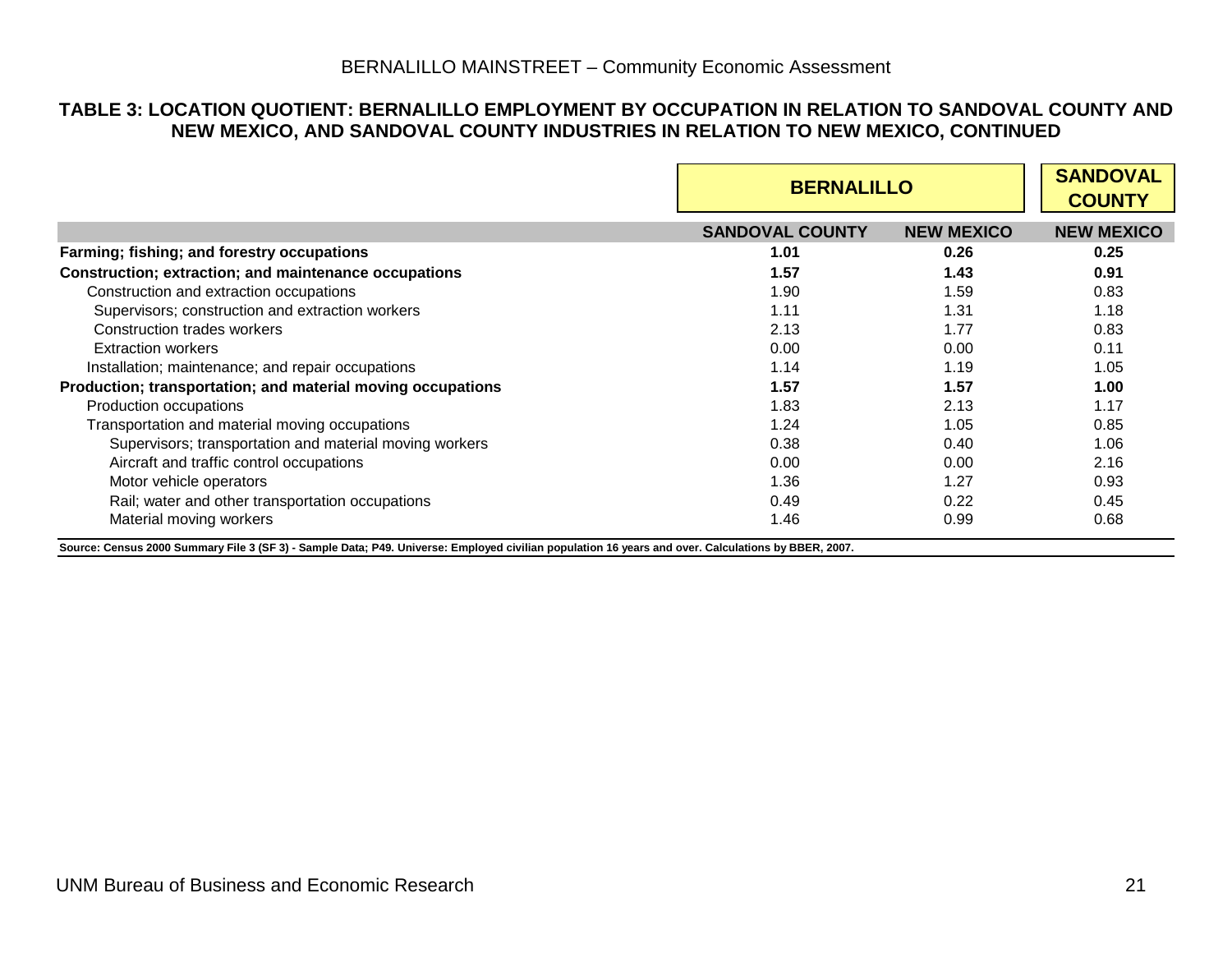### TABLE 3: LOCATION QUOTIENT: BERNALILLO EMPLOYMENT BY OCCUPATION IN RELATION TO SANDOVAL COUNTY AND NEW MEXICO, AND SANDOVAL COUNTY INDUSTRIES IN RELATION TO NEW MEXICO, CONTINUED

| | BERNALILLO | | SANDOVAL COUNTY |
|---|---|---|---|
| | SANDOVAL COUNTY | NEW MEXICO | NEW MEXICO |
| **Farming; fishing; and forestry occupations** | **1.01** | **0.26** | **0.25** |
| **Construction; extraction; and maintenance occupations** | **1.57** | **1.43** | **0.91** |
| Construction and extraction occupations | 1.90 | 1.59 | 0.83 |
| Supervisors; construction and extraction workers | 1.11 | 1.31 | 1.18 |
| Construction trades workers | 2.13 | 1.77 | 0.83 |
| Extraction workers | 0.00 | 0.00 | 0.11 |
| Installation; maintenance; and repair occupations | 1.14 | 1.19 | 1.05 |
| **Production; transportation; and material moving occupations** | **1.57** | **1.57** | **1.00** |
| Production occupations | 1.83 | 2.13 | 1.17 |
| Transportation and material moving occupations | 1.24 | 1.05 | 0.85 |
| Supervisors; transportation and material moving workers | 0.38 | 0.40 | 1.06 |
| Aircraft and traffic control occupations | 0.00 | 0.00 | 2.16 |
| Motor vehicle operators | 1.36 | 1.27 | 0.93 |
| Rail; water and other transportation occupations | 0.49 | 0.22 | 0.45 |
| Material moving workers | 1.46 | 0.99 | 0.68 |

**Source: Census 2000 Summary File 3 (SF 3) - Sample Data; P49. Universe: Employed civilian population 16 years and over. Calculations by BBER, 2007.**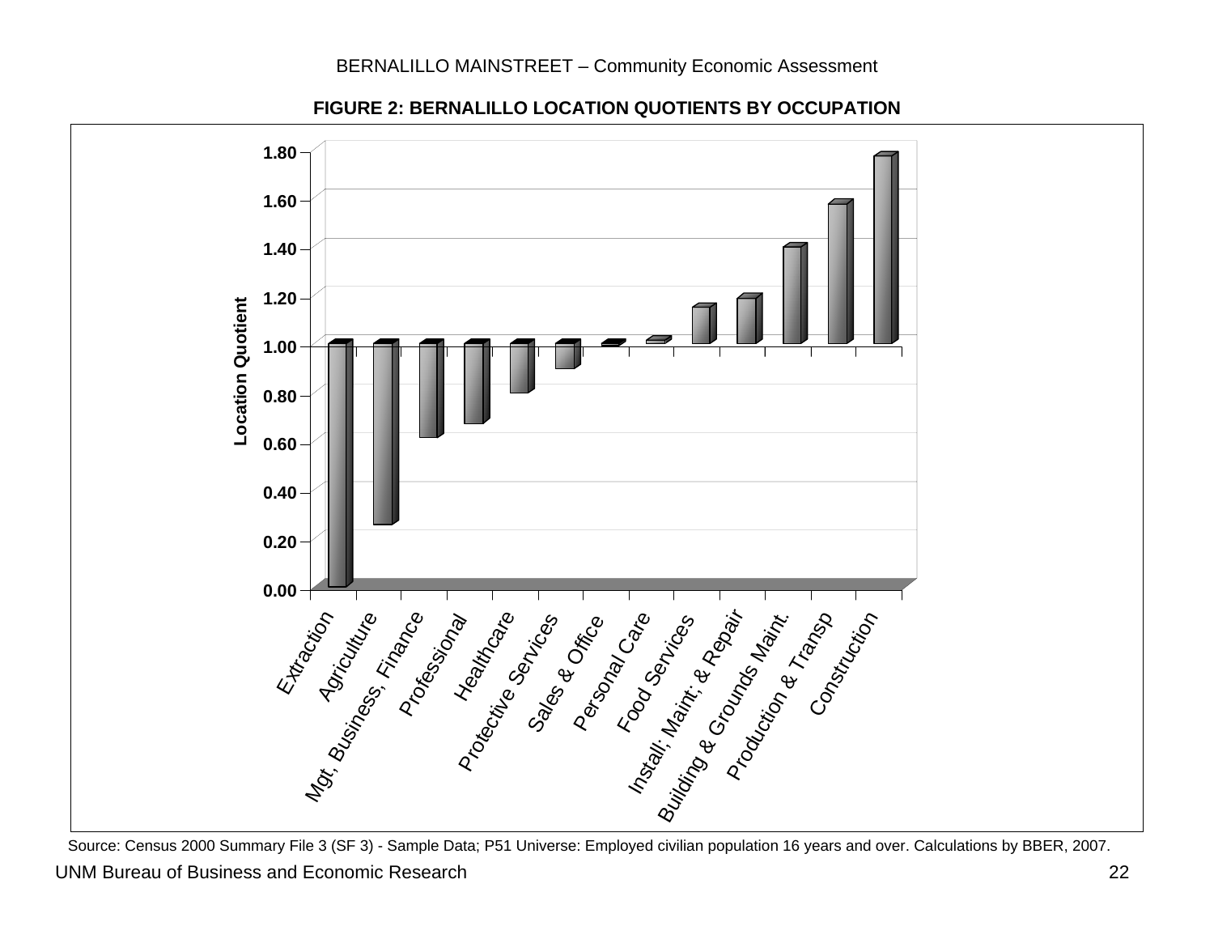**FIGURE 2: BERNALILLO LOCATION QUOTIENTS BY OCCUPATION**

Location Quotient

1.80
1.60
1.40
1.20
1.00
0.80
0.60
0.40
0.20
0.00

Extraction, Agriculture, Mgt, Business, Finance, Professional, Healthcare, Protective Services, Sales & Office, Personal Care, Food Services, Install; Maint; & Repair, Building & Grounds Maint., Production & Transp, Construction

Source: Census 2000 Summary File 3 (SF 3) - Sample Data; P51 Universe: Employed civilian population 16 years and over. Calculations by BBER, 2007.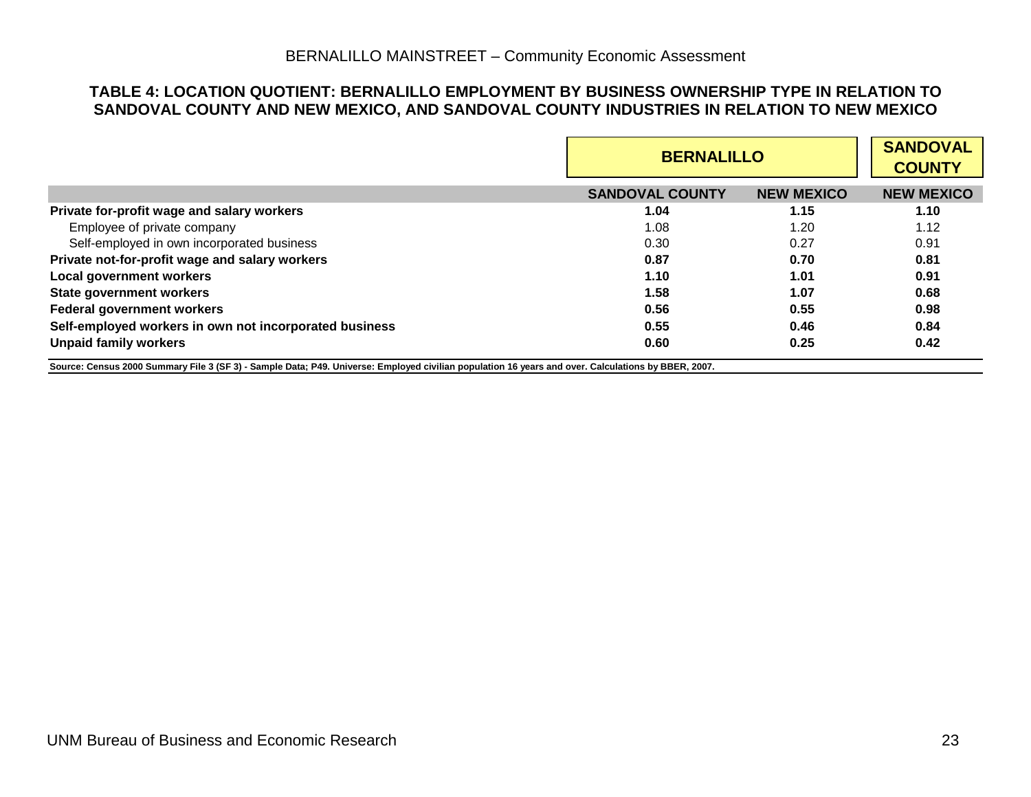**TABLE 4: LOCATION QUOTIENT: BERNALILLO EMPLOYMENT BY BUSINESS OWNERSHIP TYPE IN RELATION TO SANDOVAL COUNTY AND NEW MEXICO, AND SANDOVAL COUNTY INDUSTRIES IN RELATION TO NEW MEXICO**

| | BERNALILLO | | SANDOVAL COUNTY |
|---|---|---|---|
| | SANDOVAL COUNTY | NEW MEXICO | NEW MEXICO |
| **Private for-profit wage and salary workers** | **1.04** | **1.15** | **1.10** |
| Employee of private company | 1.08 | 1.20 | 1.12 |
| Self-employed in own incorporated business | 0.30 | 0.27 | 0.91 |
| **Private not-for-profit wage and salary workers** | **0.87** | **0.70** | **0.81** |
| **Local government workers** | **1.10** | **1.01** | **0.91** |
| **State government workers** | **1.58** | **1.07** | **0.68** |
| **Federal government workers** | **0.56** | **0.55** | **0.98** |
| **Self-employed workers in own not incorporated business** | **0.55** | **0.46** | **0.84** |
| **Unpaid family workers** | **0.60** | **0.25** | **0.42** |

**Source: Census 2000 Summary File 3 (SF 3) - Sample Data; P49. Universe: Employed civilian population 16 years and over. Calculations by BBER, 2007.**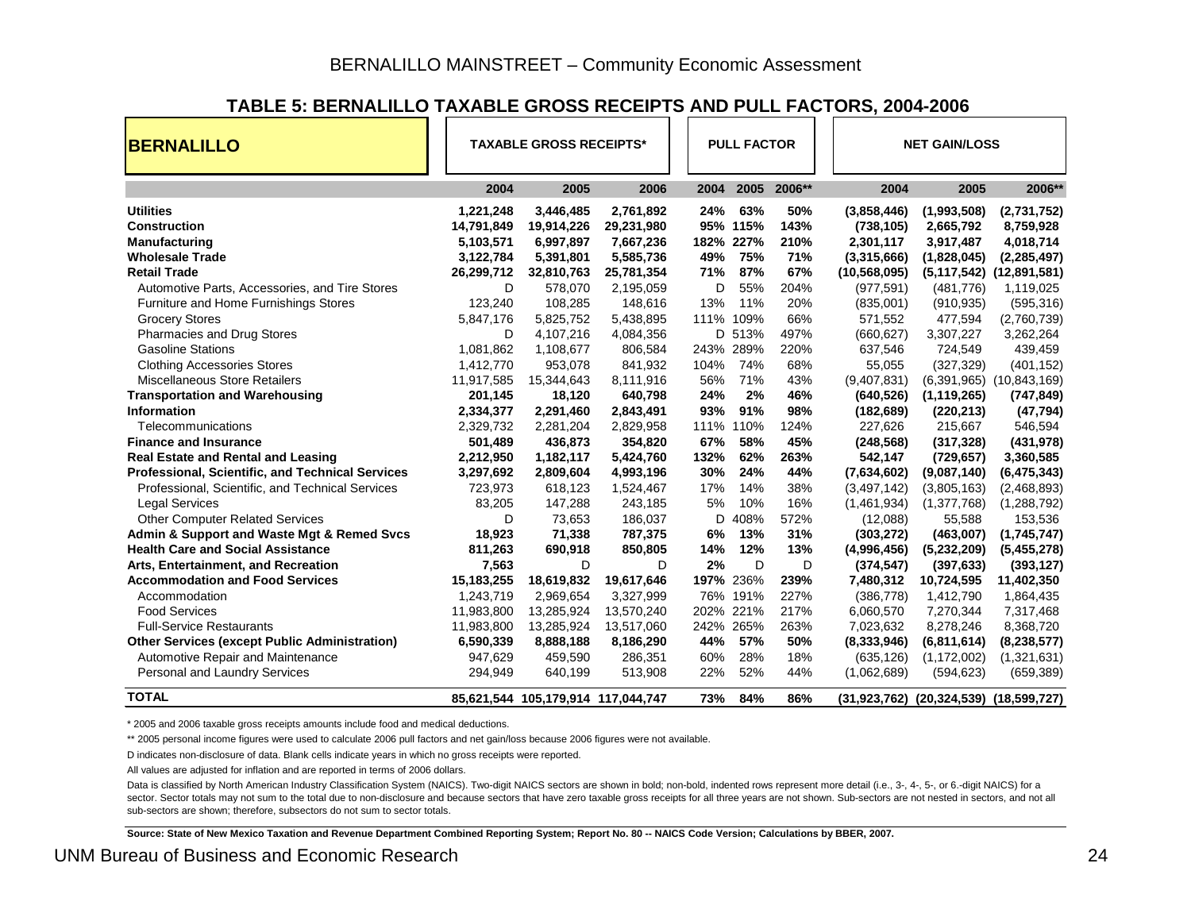## TABLE 5: BERNALILLO TAXABLE GROSS RECEIPTS AND PULL FACTORS, 2004-2006

| **BERNALILLO** | **TAXABLE GROSS RECEIPTS*** | | | **PULL FACTOR** | | | **NET GAIN/LOSS** | | |
|---|---|---|---|---|---|---|---|---|---|
| | **2004** | **2005** | **2006** | **2004** | **2005** | **2006**** | **2004** | **2005** | **2006**** |
| **Utilities** | **1,221,248** | **3,446,485** | **2,761,892** | **24%** | **63%** | **50%** | **(3,858,446)** | **(1,993,508)** | **(2,731,752)** |
| **Construction** | **14,791,849** | **19,914,226** | **29,231,980** | **95%** | **115%** | **143%** | **(738,105)** | **2,665,792** | **8,759,928** |
| **Manufacturing** | **5,103,571** | **6,997,897** | **7,667,236** | **182%** | **227%** | **210%** | **2,301,117** | **3,917,487** | **4,018,714** |
| **Wholesale Trade** | **3,122,784** | **5,391,801** | **5,585,736** | **49%** | **75%** | **71%** | **(3,315,666)** | **(1,828,045)** | **(2,285,497)** |
| **Retail Trade** | **26,299,712** | **32,810,763** | **25,781,354** | **71%** | **87%** | **67%** | **(10,568,095)** | **(5,117,542)** | **(12,891,581)** |
| Automotive Parts, Accessories, and Tire Stores | D | 578,070 | 2,195,059 | D | 55% | 204% | (977,591) | (481,776) | 1,119,025 |
| Furniture and Home Furnishings Stores | 123,240 | 108,285 | 148,616 | 13% | 11% | 20% | (835,001) | (910,935) | (595,316) |
| Grocery Stores | 5,847,176 | 5,825,752 | 5,438,895 | 111% | 109% | 66% | 571,552 | 477,594 | (2,760,739) |
| Pharmacies and Drug Stores | D | 4,107,216 | 4,084,356 | D | 513% | 497% | (660,627) | 3,307,227 | 3,262,264 |
| Gasoline Stations | 1,081,862 | 1,108,677 | 806,584 | 243% | 289% | 220% | 637,546 | 724,549 | 439,459 |
| Clothing Accessories Stores | 1,412,770 | 953,078 | 841,932 | 104% | 74% | 68% | 55,055 | (327,329) | (401,152) |
| Miscellaneous Store Retailers | 11,917,585 | 15,344,643 | 8,111,916 | 56% | 71% | 43% | (9,407,831) | (6,391,965) | (10,843,169) |
| **Transportation and Warehousing** | **201,145** | **18,120** | **640,798** | **24%** | **2%** | **46%** | **(640,526)** | **(1,119,265)** | **(747,849)** |
| **Information** | **2,334,377** | **2,291,460** | **2,843,491** | **93%** | **91%** | **98%** | **(182,689)** | **(220,213)** | **(47,794)** |
| Telecommunications | 2,329,732 | 2,281,204 | 2,829,958 | 111% | 110% | 124% | 227,626 | 215,667 | 546,594 |
| **Finance and Insurance** | **501,489** | **436,873** | **354,820** | **67%** | **58%** | **45%** | **(248,568)** | **(317,328)** | **(431,978)** |
| **Real Estate and Rental and Leasing** | **2,212,950** | **1,182,117** | **5,424,760** | **132%** | **62%** | **263%** | **542,147** | **(729,657)** | **3,360,585** |
| **Professional, Scientific, and Technical Services** | **3,297,692** | **2,809,604** | **4,993,196** | **30%** | **24%** | **44%** | **(7,634,602)** | **(9,087,140)** | **(6,475,343)** |
| Professional, Scientific, and Technical Services | 723,973 | 618,123 | 1,524,467 | 17% | 14% | 38% | (3,497,142) | (3,805,163) | (2,468,893) |
| Legal Services | 83,205 | 147,288 | 243,185 | 5% | 10% | 16% | (1,461,934) | (1,377,768) | (1,288,792) |
| Other Computer Related Services | D | 73,653 | 186,037 | D | 408% | 572% | (12,088) | 55,588 | 153,536 |
| **Admin & Support and Waste Mgt & Remed Svcs** | **18,923** | **71,338** | **787,375** | **6%** | **13%** | **31%** | **(303,272)** | **(463,007)** | **(1,745,747)** |
| **Health Care and Social Assistance** | **811,263** | **690,918** | **850,805** | **14%** | **12%** | **13%** | **(4,996,456)** | **(5,232,209)** | **(5,455,278)** |
| **Arts, Entertainment, and Recreation** | **7,563** | D | D | **2%** | D | D | **(374,547)** | **(397,633)** | **(393,127)** |
| **Accommodation and Food Services** | **15,183,255** | **18,619,832** | **19,617,646** | **197%** | 236% | **239%** | **7,480,312** | **10,724,595** | **11,402,350** |
| Accommodation | 1,243,719 | 2,969,654 | 3,327,999 | 76% | 191% | 227% | (386,778) | 1,412,790 | 1,864,435 |
| Food Services | 11,983,800 | 13,285,924 | 13,570,240 | 202% | 221% | 217% | 6,060,570 | 7,270,344 | 7,317,468 |
| Full-Service Restaurants | 11,983,800 | 13,285,924 | 13,517,060 | 242% | 265% | 263% | 7,023,632 | 8,278,246 | 8,368,720 |
| **Other Services (except Public Administration)** | **6,590,339** | **8,888,188** | **8,186,290** | **44%** | **57%** | **50%** | **(8,333,946)** | **(6,811,614)** | **(8,238,577)** |
| Automotive Repair and Maintenance | 947,629 | 459,590 | 286,351 | 60% | 28% | 18% | (635,126) | (1,172,002) | (1,321,631) |
| Personal and Laundry Services | 294,949 | 640,199 | 513,908 | 22% | 52% | 44% | (1,062,689) | (594,623) | (659,389) |
| **TOTAL** | **85,621,544** | **105,179,914** | **117,044,747** | **73%** | **84%** | **86%** | **(31,923,762)** | **(20,324,539)** | **(18,599,727)** |

* 2005 and 2006 taxable gross receipts amounts include food and medical deductions.

** 2005 personal income figures were used to calculate 2006 pull factors and net gain/loss because 2006 figures were not available.

D indicates non-disclosure of data. Blank cells indicate years in which no gross receipts were reported.

All values are adjusted for inflation and are reported in terms of 2006 dollars.

Data is classified by North American Industry Classification System (NAICS). Two-digit NAICS sectors are shown in bold; non-bold, indented rows represent more detail (i.e., 3-, 4-, 5-, or 6.-digit NAICS) for a sector. Sector totals may not sum to the total due to non-disclosure and because sectors that have zero taxable gross receipts for all three years are not shown. Sub-sectors are not nested in sectors, and not all sub-sectors are shown; therefore, subsectors do not sum to sector totals.

**Source: State of New Mexico Taxation and Revenue Department Combined Reporting System; Report No. 80 -- NAICS Code Version; Calculations by BBER, 2007.**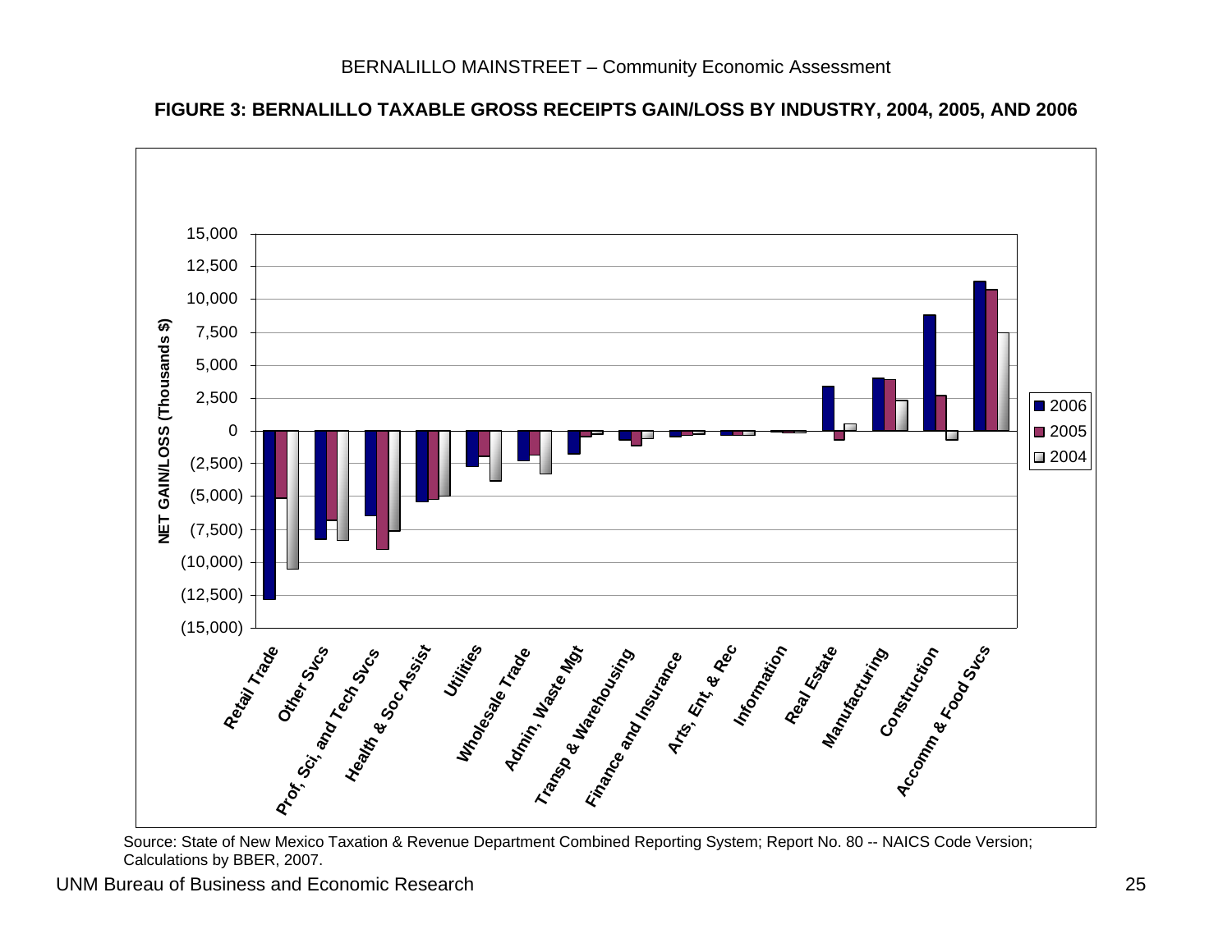**FIGURE 3: BERNALILLO TAXABLE GROSS RECEIPTS GAIN/LOSS BY INDUSTRY, 2004, 2005, AND 2006**

Source: State of New Mexico Taxation & Revenue Department Combined Reporting System; Report No. 80 -- NAICS Code Version; Calculations by BBER, 2007.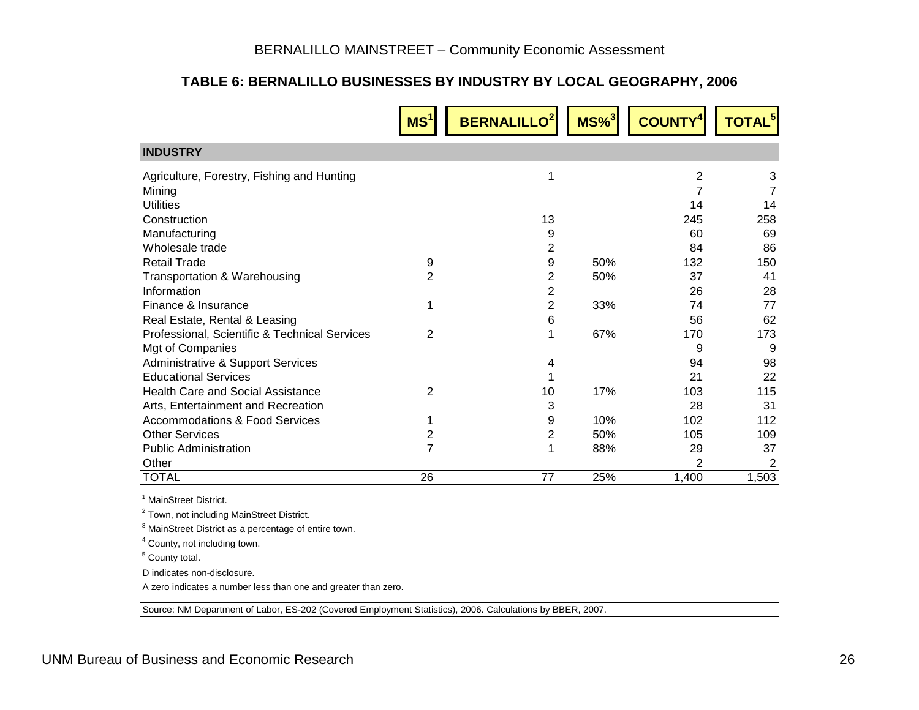### TABLE 6: BERNALILLO BUSINESSES BY INDUSTRY BY LOCAL GEOGRAPHY, 2006

| INDUSTRY | MS[1] | BERNALILLO[2] | MS%[3] | COUNTY[4] | TOTAL[5] |
|---|---|---|---|---|---|
| Agriculture, Forestry, Fishing and Hunting | | 1 | | 2 | 3 |
| Mining | | | | 7 | 7 |
| Utilities | | | | 14 | 14 |
| Construction | | 13 | | 245 | 258 |
| Manufacturing | | 9 | | 60 | 69 |
| Wholesale trade | | 2 | | 84 | 86 |
| Retail Trade | 9 | 9 | 50% | 132 | 150 |
| Transportation & Warehousing | 2 | 2 | 50% | 37 | 41 |
| Information | | 2 | | 26 | 28 |
| Finance & Insurance | 1 | 2 | 33% | 74 | 77 |
| Real Estate, Rental & Leasing | | 6 | | 56 | 62 |
| Professional, Scientific & Technical Services | 2 | 1 | 67% | 170 | 173 |
| Mgt of Companies | | | | 9 | 9 |
| Administrative & Support Services | | 4 | | 94 | 98 |
| Educational Services | | 1 | | 21 | 22 |
| Health Care and Social Assistance | 2 | 10 | 17% | 103 | 115 |
| Arts, Entertainment and Recreation | | 3 | | 28 | 31 |
| Accommodations & Food Services | 1 | 9 | 10% | 102 | 112 |
| Other Services | 2 | 2 | 50% | 105 | 109 |
| Public Administration | 7 | 1 | 88% | 29 | 37 |
| Other | | | | 2 | 2 |
| TOTAL | 26 | 77 | 25% | 1,400 | 1,503 |

[1] MainStreet District.

[2] Town, not including MainStreet District.

[3] MainStreet District as a percentage of entire town.

[4] County, not including town.

[5] County total.

D indicates non-disclosure.

A zero indicates a number less than one and greater than zero.

Source: NM Department of Labor, ES-202 (Covered Employment Statistics), 2006. Calculations by BBER, 2007.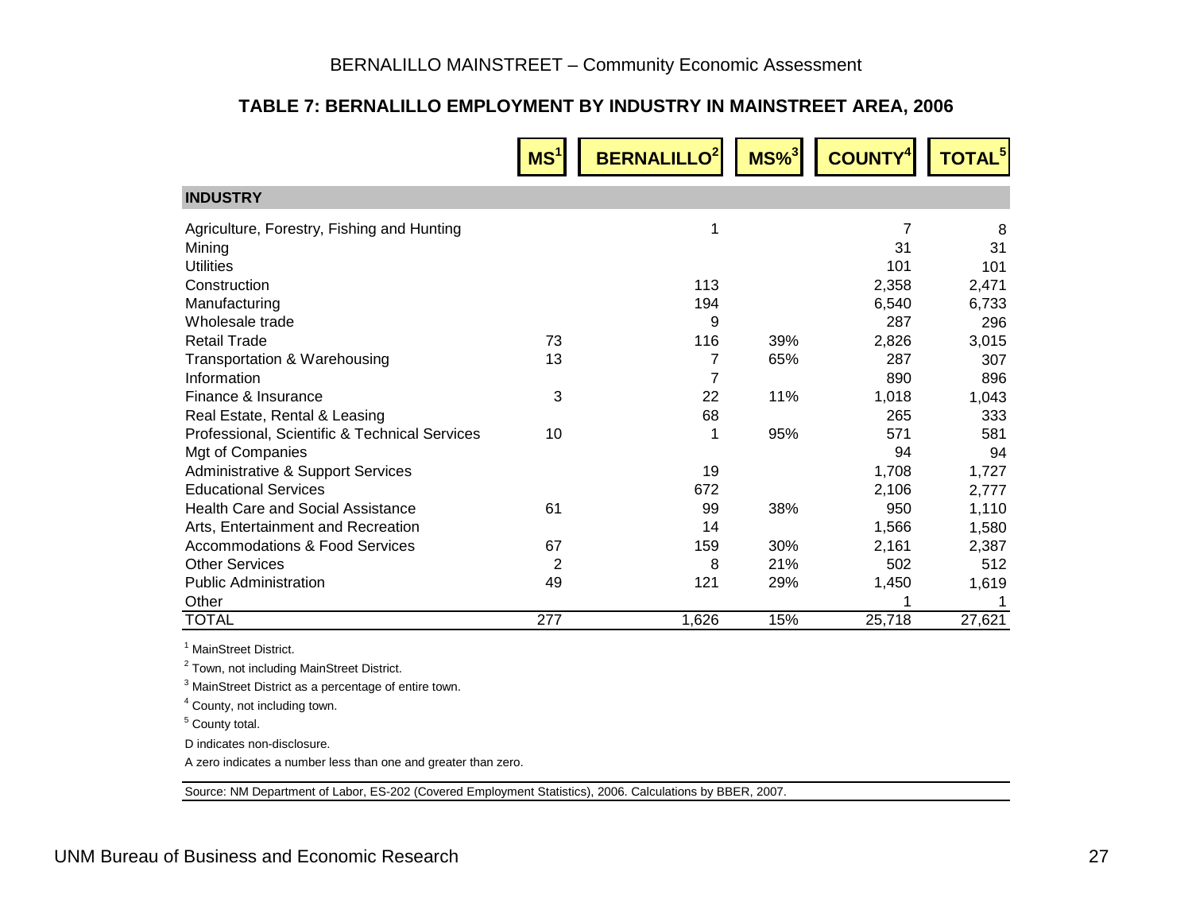## TABLE 7: BERNALILLO EMPLOYMENT BY INDUSTRY IN MAINSTREET AREA, 2006

| INDUSTRY | MS[1] | BERNALILLO[2] | MS%[3] | COUNTY[4] | TOTAL[5] |
|---|---|---|---|---|---|
| Agriculture, Forestry, Fishing and Hunting | | 1 | | 7 | 8 |
| Mining | | | | 31 | 31 |
| Utilities | | | | 101 | 101 |
| Construction | | 113 | | 2,358 | 2,471 |
| Manufacturing | | 194 | | 6,540 | 6,733 |
| Wholesale trade | | 9 | | 287 | 296 |
| Retail Trade | 73 | 116 | 39% | 2,826 | 3,015 |
| Transportation & Warehousing | 13 | 7 | 65% | 287 | 307 |
| Information | | 7 | | 890 | 896 |
| Finance & Insurance | 3 | 22 | 11% | 1,018 | 1,043 |
| Real Estate, Rental & Leasing | | 68 | | 265 | 333 |
| Professional, Scientific & Technical Services | 10 | 1 | 95% | 571 | 581 |
| Mgt of Companies | | | | 94 | 94 |
| Administrative & Support Services | | 19 | | 1,708 | 1,727 |
| Educational Services | | 672 | | 2,106 | 2,777 |
| Health Care and Social Assistance | 61 | 99 | 38% | 950 | 1,110 |
| Arts, Entertainment and Recreation | | 14 | | 1,566 | 1,580 |
| Accommodations & Food Services | 67 | 159 | 30% | 2,161 | 2,387 |
| Other Services | 2 | 8 | 21% | 502 | 512 |
| Public Administration | 49 | 121 | 29% | 1,450 | 1,619 |
| Other | | | | 1 | 1 |
| TOTAL | 277 | 1,626 | 15% | 25,718 | 27,621 |

[1] MainStreet District.

[2] Town, not including MainStreet District.

[3] MainStreet District as a percentage of entire town.

[4] County, not including town.

[5] County total.

D indicates non-disclosure.

A zero indicates a number less than one and greater than zero.

Source: NM Department of Labor, ES-202 (Covered Employment Statistics), 2006. Calculations by BBER, 2007.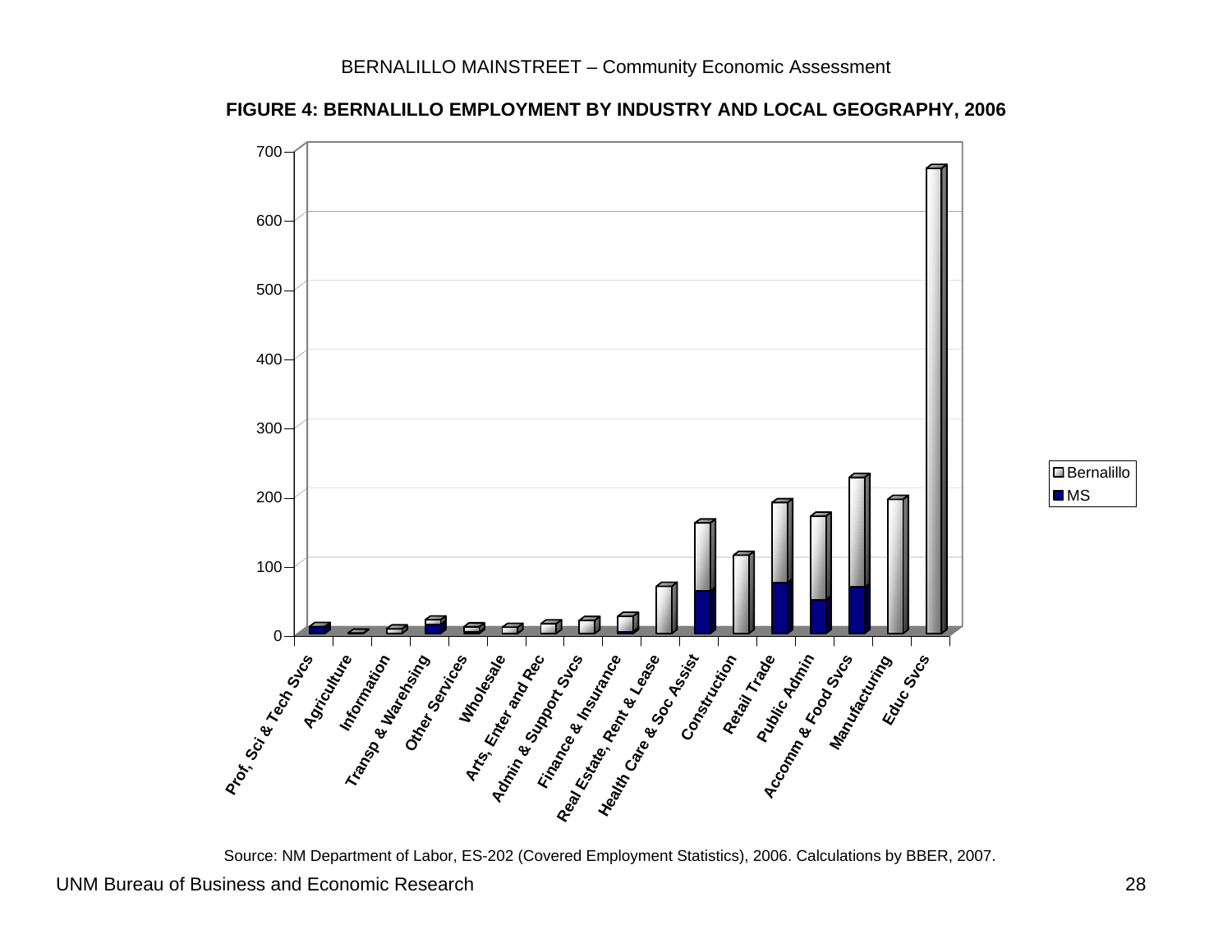**FIGURE 4: BERNALILLO EMPLOYMENT BY INDUSTRY AND LOCAL GEOGRAPHY, 2006**

Source: NM Department of Labor, ES-202 (Covered Employment Statistics), 2006. Calculations by BBER, 2007.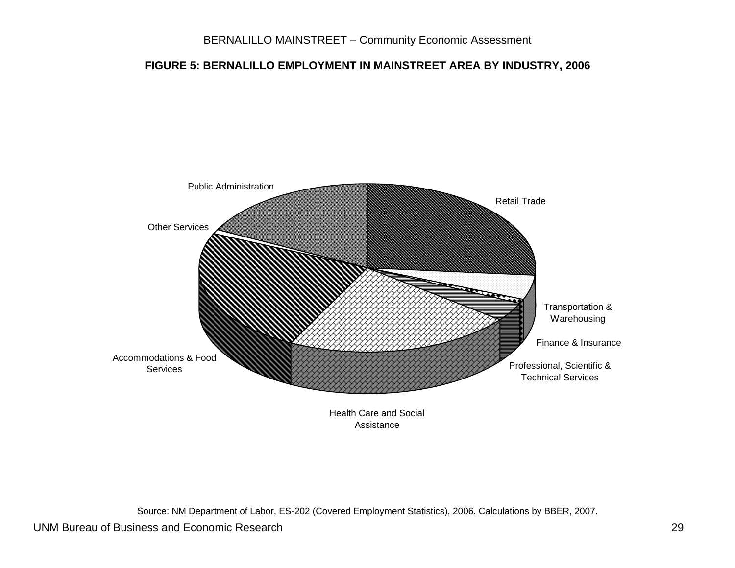**FIGURE 5: BERNALILLO EMPLOYMENT IN MAINSTREET AREA BY INDUSTRY, 2006**

Public Administration

Retail Trade

Other Services

Transportation & Warehousing

Finance & Insurance

Accommodations & Food Services

Professional, Scientific & Technical Services

Health Care and Social Assistance

Source: NM Department of Labor, ES-202 (Covered Employment Statistics), 2006. Calculations by BBER, 2007.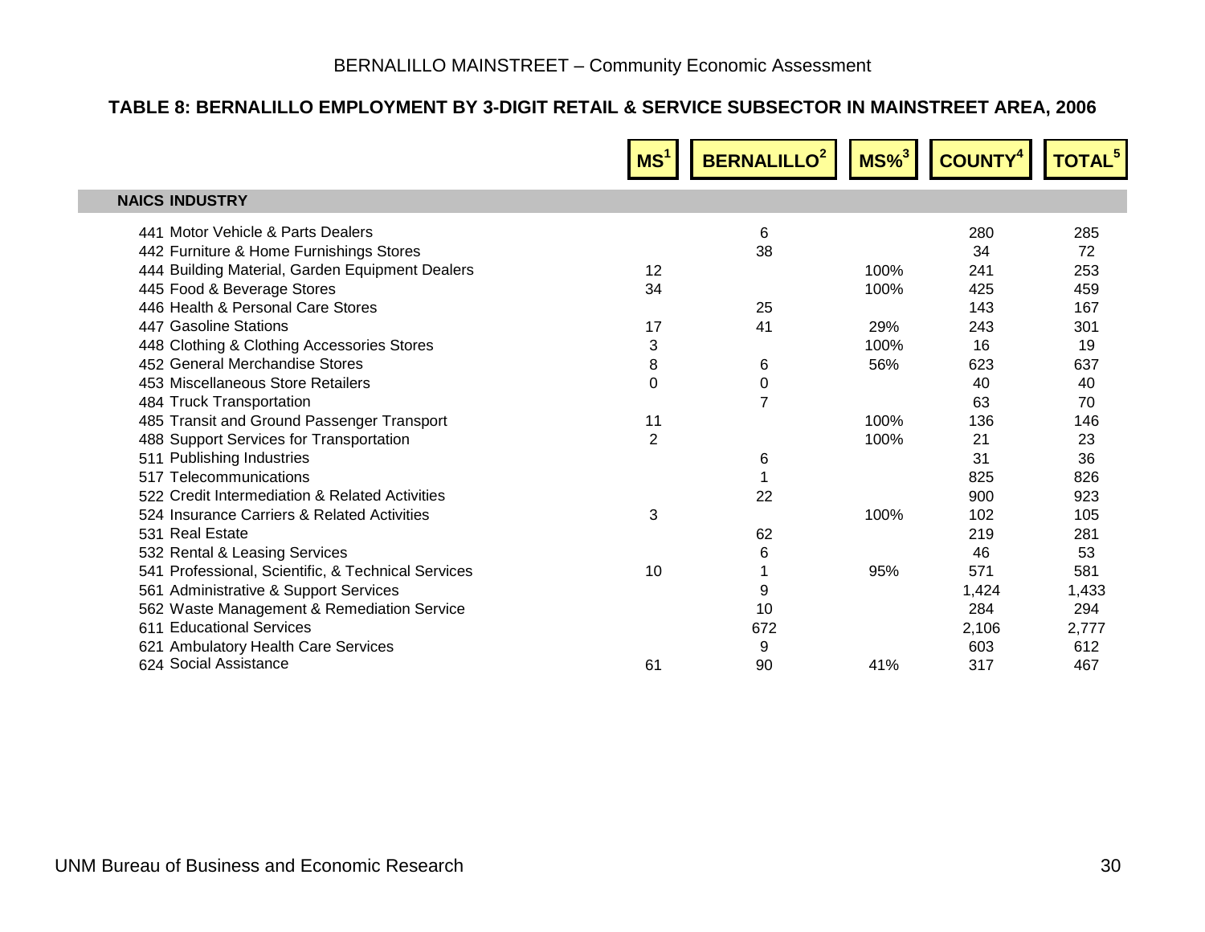## TABLE 8: BERNALILLO EMPLOYMENT BY 3-DIGIT RETAIL & SERVICE SUBSECTOR IN MAINSTREET AREA, 2006

| NAICS INDUSTRY | MS[1] | BERNALILLO[2] | MS%[3] | COUNTY[4] | TOTAL[5] |
|---|---|---|---|---|---|
| 441 Motor Vehicle & Parts Dealers | | 6 | | 280 | 285 |
| 442 Furniture & Home Furnishings Stores | | 38 | | 34 | 72 |
| 444 Building Material, Garden Equipment Dealers | 12 | | 100% | 241 | 253 |
| 445 Food & Beverage Stores | 34 | | 100% | 425 | 459 |
| 446 Health & Personal Care Stores | | 25 | | 143 | 167 |
| 447 Gasoline Stations | 17 | 41 | 29% | 243 | 301 |
| 448 Clothing & Clothing Accessories Stores | 3 | | 100% | 16 | 19 |
| 452 General Merchandise Stores | 8 | 6 | 56% | 623 | 637 |
| 453 Miscellaneous Store Retailers | 0 | 0 | | 40 | 40 |
| 484 Truck Transportation | | 7 | | 63 | 70 |
| 485 Transit and Ground Passenger Transport | 11 | | 100% | 136 | 146 |
| 488 Support Services for Transportation | 2 | | 100% | 21 | 23 |
| 511 Publishing Industries | | 6 | | 31 | 36 |
| 517 Telecommunications | | 1 | | 825 | 826 |
| 522 Credit Intermediation & Related Activities | | 22 | | 900 | 923 |
| 524 Insurance Carriers & Related Activities | 3 | | 100% | 102 | 105 |
| 531 Real Estate | | 62 | | 219 | 281 |
| 532 Rental & Leasing Services | | 6 | | 46 | 53 |
| 541 Professional, Scientific, & Technical Services | 10 | 1 | 95% | 571 | 581 |
| 561 Administrative & Support Services | | 9 | | 1,424 | 1,433 |
| 562 Waste Management & Remediation Service | | 10 | | 284 | 294 |
| 611 Educational Services | | 672 | | 2,106 | 2,777 |
| 621 Ambulatory Health Care Services | | 9 | | 603 | 612 |
| 624 Social Assistance | 61 | 90 | 41% | 317 | 467 |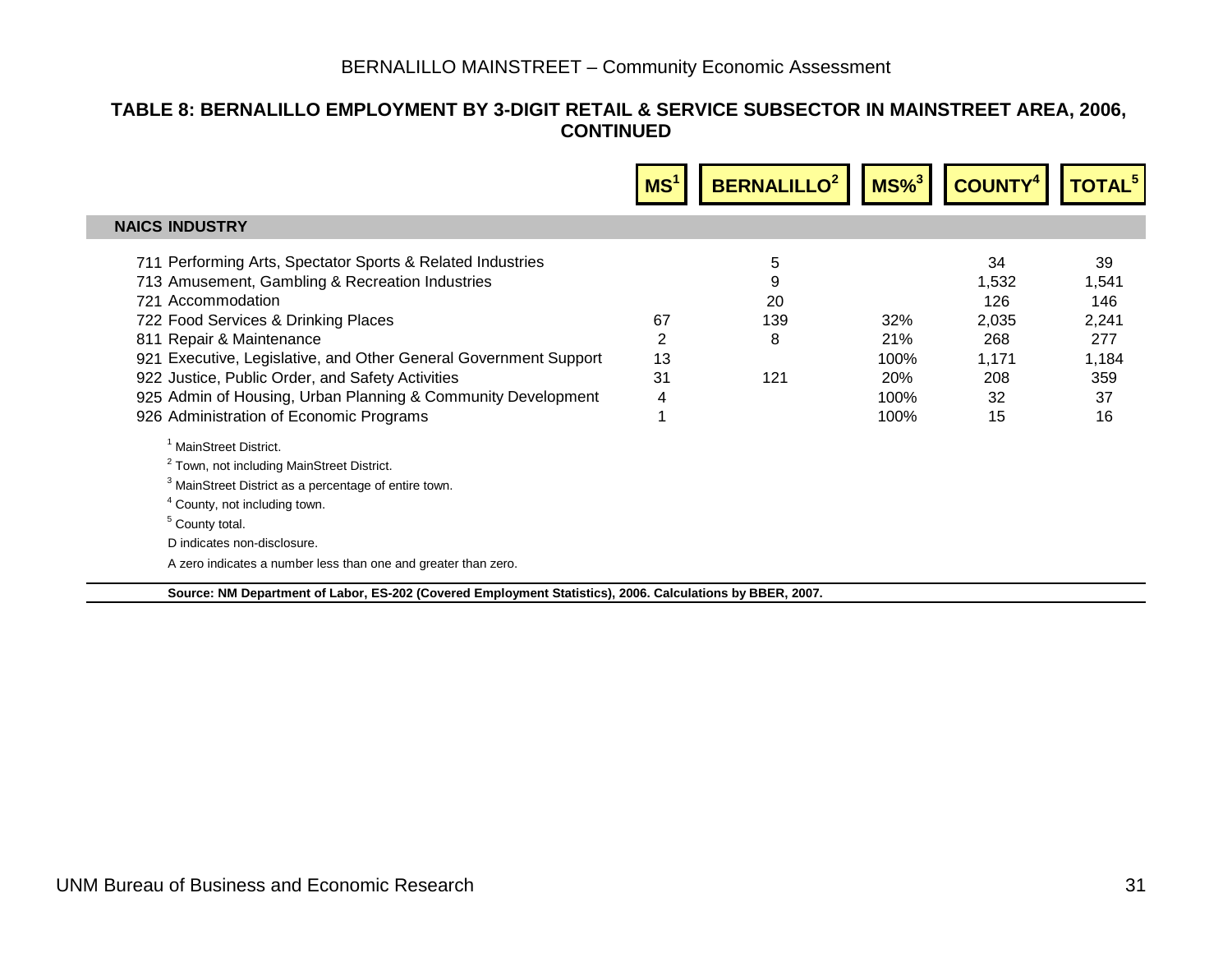## TABLE 8: BERNALILLO EMPLOYMENT BY 3-DIGIT RETAIL & SERVICE SUBSECTOR IN MAINSTREET AREA, 2006, CONTINUED

| NAICS INDUSTRY | MS[1] | BERNALILLO[2] | MS%[3] | COUNTY[4] | TOTAL[5] |
|---|---|---|---|---|---|
| 711 Performing Arts, Spectator Sports & Related Industries | | 5 | | 34 | 39 |
| 713 Amusement, Gambling & Recreation Industries | | 9 | | 1,532 | 1,541 |
| 721 Accommodation | | 20 | | 126 | 146 |
| 722 Food Services & Drinking Places | 67 | 139 | 32% | 2,035 | 2,241 |
| 811 Repair & Maintenance | 2 | 8 | 21% | 268 | 277 |
| 921 Executive, Legislative, and Other General Government Support | 13 | | 100% | 1,171 | 1,184 |
| 922 Justice, Public Order, and Safety Activities | 31 | 121 | 20% | 208 | 359 |
| 925 Admin of Housing, Urban Planning & Community Development | 4 | | 100% | 32 | 37 |
| 926 Administration of Economic Programs | 1 | | 100% | 15 | 16 |

[1] MainStreet District.

[2] Town, not including MainStreet District.

[3] MainStreet District as a percentage of entire town.

[4] County, not including town.

[5] County total.

D indicates non-disclosure.

A zero indicates a number less than one and greater than zero.

**Source: NM Department of Labor, ES-202 (Covered Employment Statistics), 2006. Calculations by BBER, 2007.**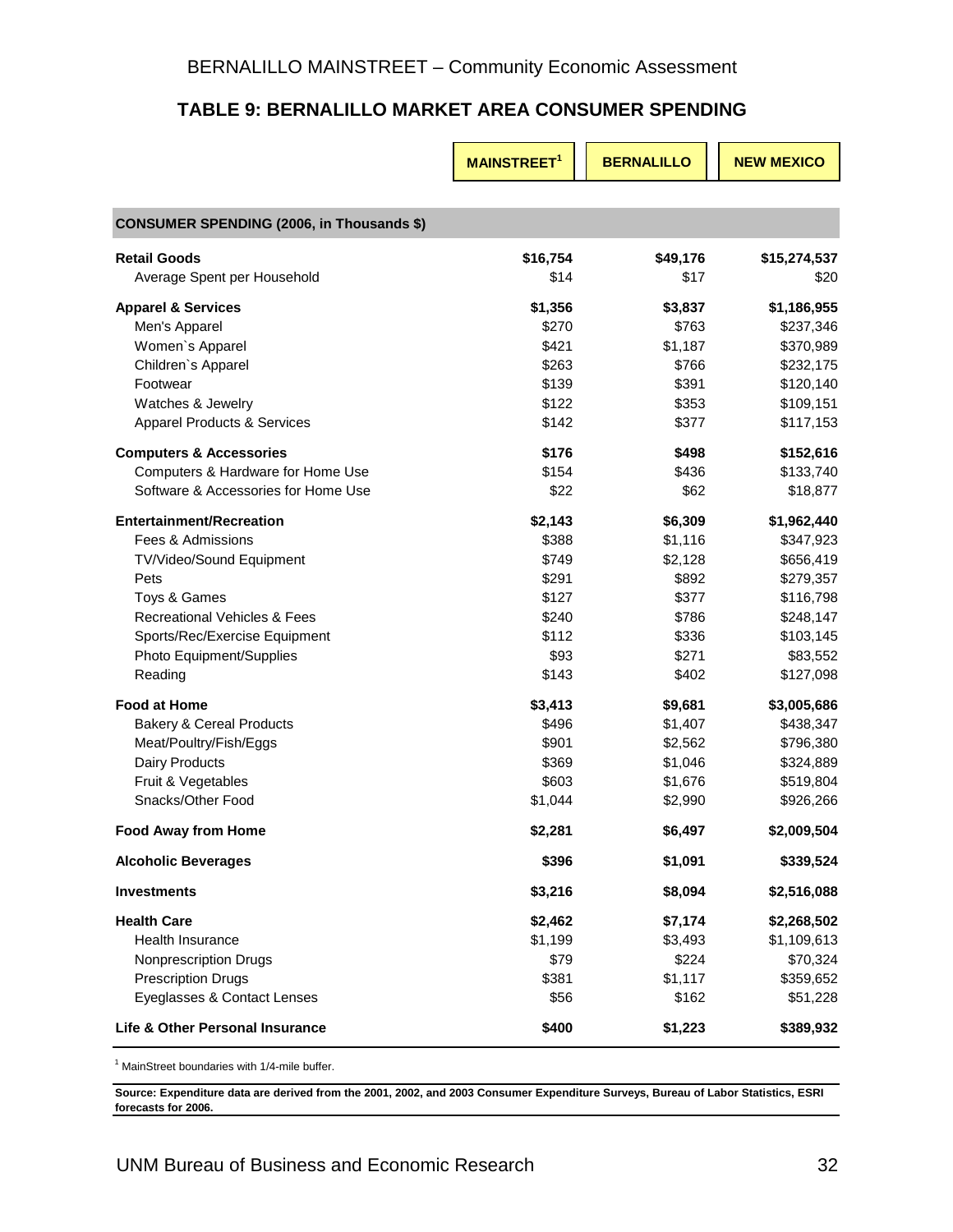## TABLE 9: BERNALILLO MARKET AREA CONSUMER SPENDING

| | MAINSTREET[1] | BERNALILLO | NEW MEXICO |
|---|---|---|---|
| **CONSUMER SPENDING (2006, in Thousands $)** | | | |
| **Retail Goods** | **$16,754** | **$49,176** | **$15,274,537** |
| Average Spent per Household | $14 | $17 | $20 |
| **Apparel & Services** | **$1,356** | **$3,837** | **$1,186,955** |
| Men's Apparel | $270 | $763 | $237,346 |
| Women`s Apparel | $421 | $1,187 | $370,989 |
| Children`s Apparel | $263 | $766 | $232,175 |
| Footwear | $139 | $391 | $120,140 |
| Watches & Jewelry | $122 | $353 | $109,151 |
| Apparel Products & Services | $142 | $377 | $117,153 |
| **Computers & Accessories** | **$176** | **$498** | **$152,616** |
| Computers & Hardware for Home Use | $154 | $436 | $133,740 |
| Software & Accessories for Home Use | $22 | $62 | $18,877 |
| **Entertainment/Recreation** | **$2,143** | **$6,309** | **$1,962,440** |
| Fees & Admissions | $388 | $1,116 | $347,923 |
| TV/Video/Sound Equipment | $749 | $2,128 | $656,419 |
| Pets | $291 | $892 | $279,357 |
| Toys & Games | $127 | $377 | $116,798 |
| Recreational Vehicles & Fees | $240 | $786 | $248,147 |
| Sports/Rec/Exercise Equipment | $112 | $336 | $103,145 |
| Photo Equipment/Supplies | $93 | $271 | $83,552 |
| Reading | $143 | $402 | $127,098 |
| **Food at Home** | **$3,413** | **$9,681** | **$3,005,686** |
| Bakery & Cereal Products | $496 | $1,407 | $438,347 |
| Meat/Poultry/Fish/Eggs | $901 | $2,562 | $796,380 |
| Dairy Products | $369 | $1,046 | $324,889 |
| Fruit & Vegetables | $603 | $1,676 | $519,804 |
| Snacks/Other Food | $1,044 | $2,990 | $926,266 |
| **Food Away from Home** | **$2,281** | **$6,497** | **$2,009,504** |
| **Alcoholic Beverages** | **$396** | **$1,091** | **$339,524** |
| **Investments** | **$3,216** | **$8,094** | **$2,516,088** |
| **Health Care** | **$2,462** | **$7,174** | **$2,268,502** |
| Health Insurance | $1,199 | $3,493 | $1,109,613 |
| Nonprescription Drugs | $79 | $224 | $70,324 |
| Prescription Drugs | $381 | $1,117 | $359,652 |
| Eyeglasses & Contact Lenses | $56 | $162 | $51,228 |
| **Life & Other Personal Insurance** | **$400** | **$1,223** | **$389,932** |

[1] MainStreet boundaries with 1/4-mile buffer.

**Source: Expenditure data are derived from the 2001, 2002, and 2003 Consumer Expenditure Surveys, Bureau of Labor Statistics, ESRI forecasts for 2006.**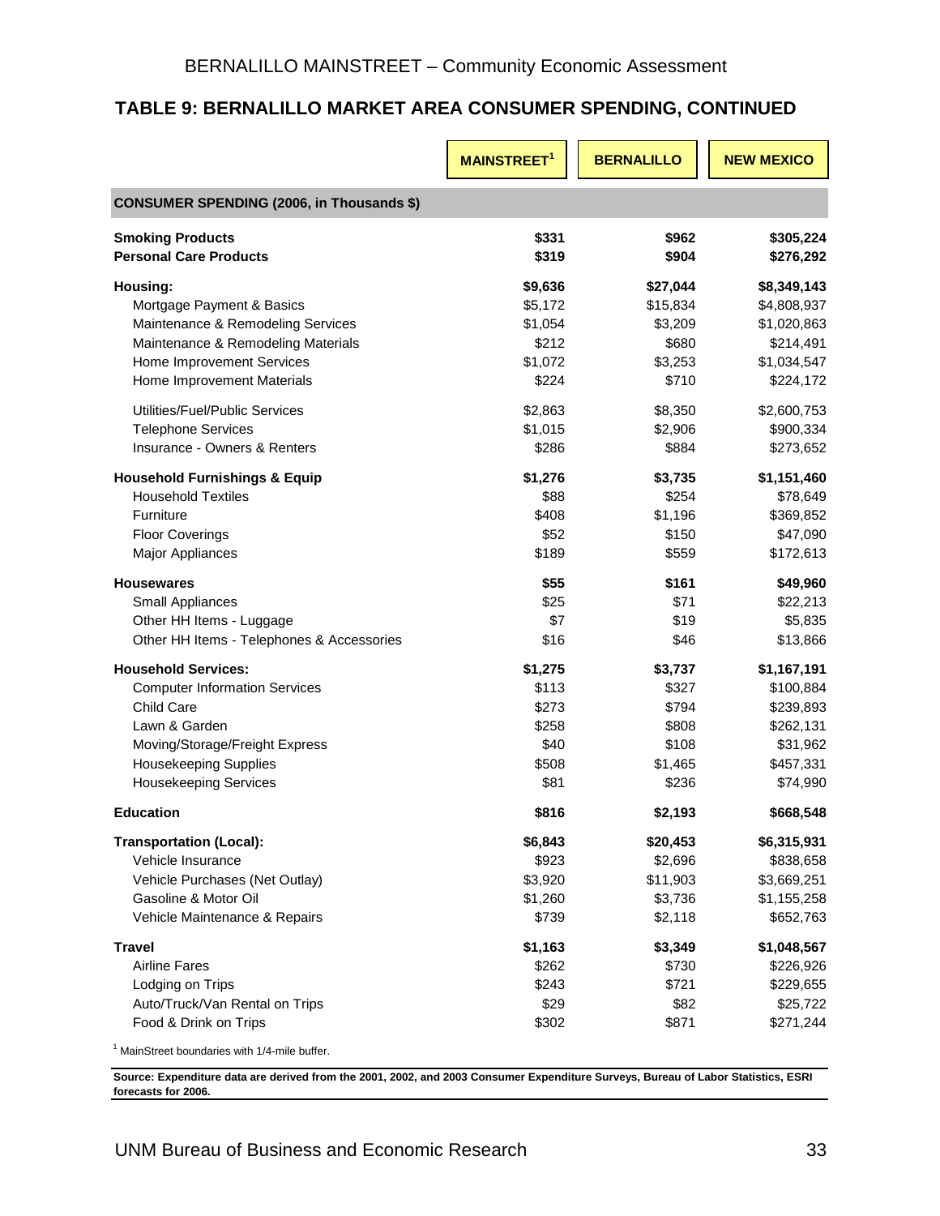## TABLE 9: BERNALILLO MARKET AREA CONSUMER SPENDING, CONTINUED

| | MAINSTREET[1] | BERNALILLO | NEW MEXICO |
|---|---|---|---|
| **CONSUMER SPENDING (2006, in Thousands $)** | | | |
| **Smoking Products** | **$331** | **$962** | **$305,224** |
| **Personal Care Products** | **$319** | **$904** | **$276,292** |
| **Housing:** | **$9,636** | **$27,044** | **$8,349,143** |
| Mortgage Payment & Basics | $5,172 | $15,834 | $4,808,937 |
| Maintenance & Remodeling Services | $1,054 | $3,209 | $1,020,863 |
| Maintenance & Remodeling Materials | $212 | $680 | $214,491 |
| Home Improvement Services | $1,072 | $3,253 | $1,034,547 |
| Home Improvement Materials | $224 | $710 | $224,172 |
| Utilities/Fuel/Public Services | $2,863 | $8,350 | $2,600,753 |
| Telephone Services | $1,015 | $2,906 | $900,334 |
| Insurance - Owners & Renters | $286 | $884 | $273,652 |
| **Household Furnishings & Equip** | **$1,276** | **$3,735** | **$1,151,460** |
| Household Textiles | $88 | $254 | $78,649 |
| Furniture | $408 | $1,196 | $369,852 |
| Floor Coverings | $52 | $150 | $47,090 |
| Major Appliances | $189 | $559 | $172,613 |
| **Housewares** | **$55** | **$161** | **$49,960** |
| Small Appliances | $25 | $71 | $22,213 |
| Other HH Items - Luggage | $7 | $19 | $5,835 |
| Other HH Items - Telephones & Accessories | $16 | $46 | $13,866 |
| **Household Services:** | **$1,275** | **$3,737** | **$1,167,191** |
| Computer Information Services | $113 | $327 | $100,884 |
| Child Care | $273 | $794 | $239,893 |
| Lawn & Garden | $258 | $808 | $262,131 |
| Moving/Storage/Freight Express | $40 | $108 | $31,962 |
| Housekeeping Supplies | $508 | $1,465 | $457,331 |
| Housekeeping Services | $81 | $236 | $74,990 |
| **Education** | **$816** | **$2,193** | **$668,548** |
| **Transportation (Local):** | **$6,843** | **$20,453** | **$6,315,931** |
| Vehicle Insurance | $923 | $2,696 | $838,658 |
| Vehicle Purchases (Net Outlay) | $3,920 | $11,903 | $3,669,251 |
| Gasoline & Motor Oil | $1,260 | $3,736 | $1,155,258 |
| Vehicle Maintenance & Repairs | $739 | $2,118 | $652,763 |
| **Travel** | **$1,163** | **$3,349** | **$1,048,567** |
| Airline Fares | $262 | $730 | $226,926 |
| Lodging on Trips | $243 | $721 | $229,655 |
| Auto/Truck/Van Rental on Trips | $29 | $82 | $25,722 |
| Food & Drink on Trips | $302 | $871 | $271,244 |

[1] MainStreet boundaries with 1/4-mile buffer.

**Source: Expenditure data are derived from the 2001, 2002, and 2003 Consumer Expenditure Surveys, Bureau of Labor Statistics, ESRI forecasts for 2006.**